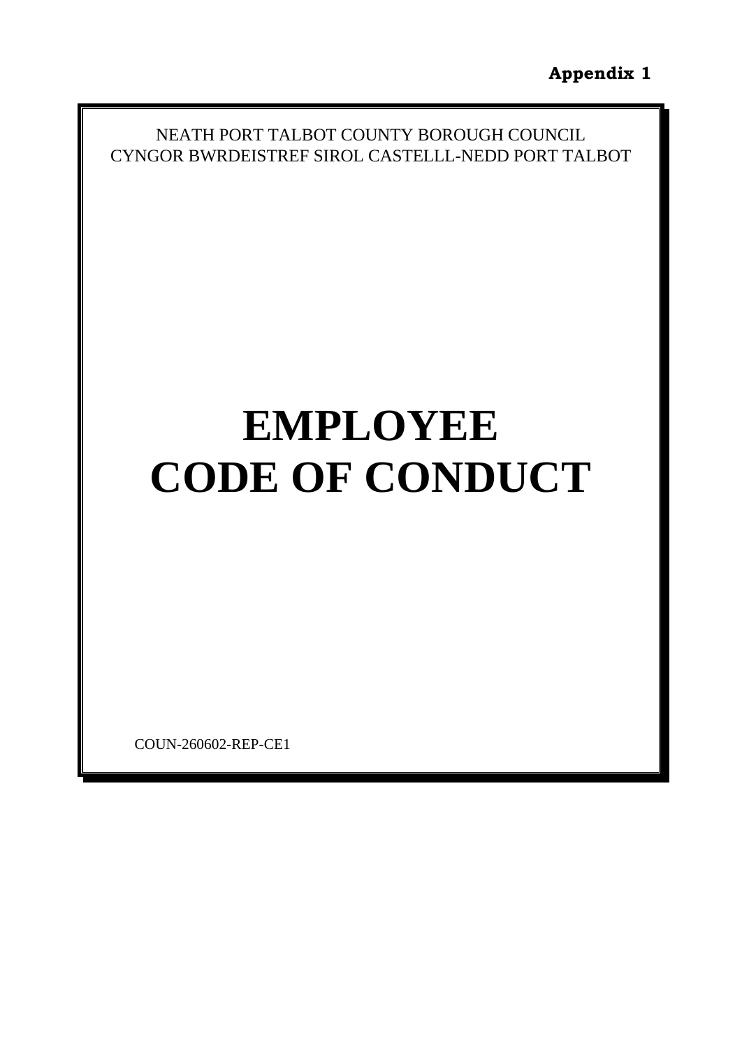**Appendix 1**

NEATH PORT TALBOT COUNTY BOROUGH COUNCIL
CYNGOR BWRDEISTREF SIROL CASTELLL-NEDD PORT TALBOT

# EMPLOYEE CODE OF CONDUCT

COUN-260602-REP-CE1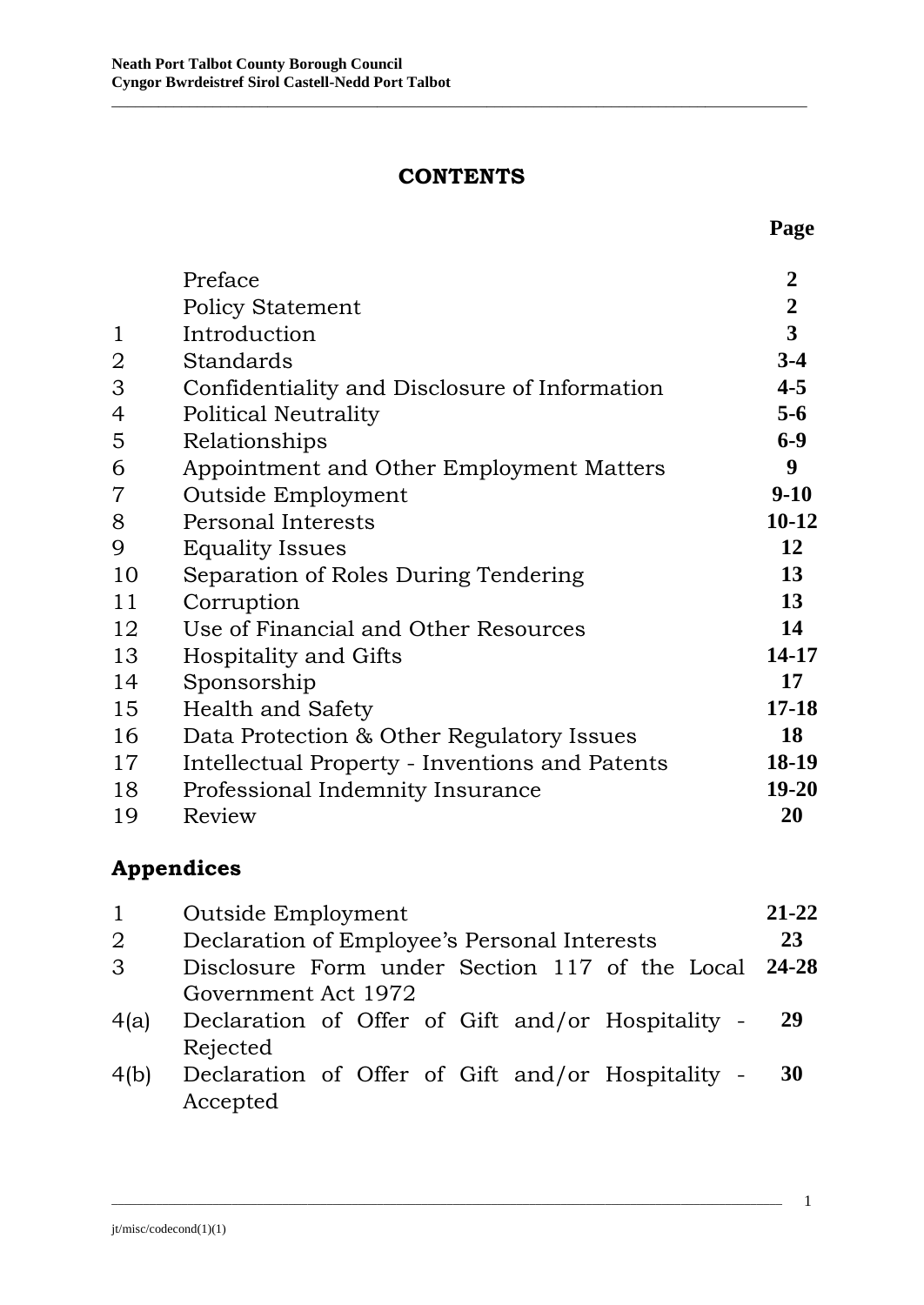# CONTENTS

| | | Page |
|---|---|---|
| | Preface | 2 |
| | Policy Statement | 2 |
| 1 | Introduction | 3 |
| 2 | Standards | 3-4 |
| 3 | Confidentiality and Disclosure of Information | 4-5 |
| 4 | Political Neutrality | 5-6 |
| 5 | Relationships | 6-9 |
| 6 | Appointment and Other Employment Matters | 9 |
| 7 | Outside Employment | 9-10 |
| 8 | Personal Interests | 10-12 |
| 9 | Equality Issues | 12 |
| 10 | Separation of Roles During Tendering | 13 |
| 11 | Corruption | 13 |
| 12 | Use of Financial and Other Resources | 14 |
| 13 | Hospitality and Gifts | 14-17 |
| 14 | Sponsorship | 17 |
| 15 | Health and Safety | 17-18 |
| 16 | Data Protection & Other Regulatory Issues | 18 |
| 17 | Intellectual Property - Inventions and Patents | 18-19 |
| 18 | Professional Indemnity Insurance | 19-20 |
| 19 | Review | 20 |

## Appendices

| | | |
|---|---|---|
| 1 | Outside Employment | 21-22 |
| 2 | Declaration of Employee's Personal Interests | 23 |
| 3 | Disclosure Form under Section 117 of the Local Government Act 1972 | 24-28 |
| 4(a) | Declaration of Offer of Gift and/or Hospitality - Rejected | 29 |
| 4(b) | Declaration of Offer of Gift and/or Hospitality - Accepted | 30 |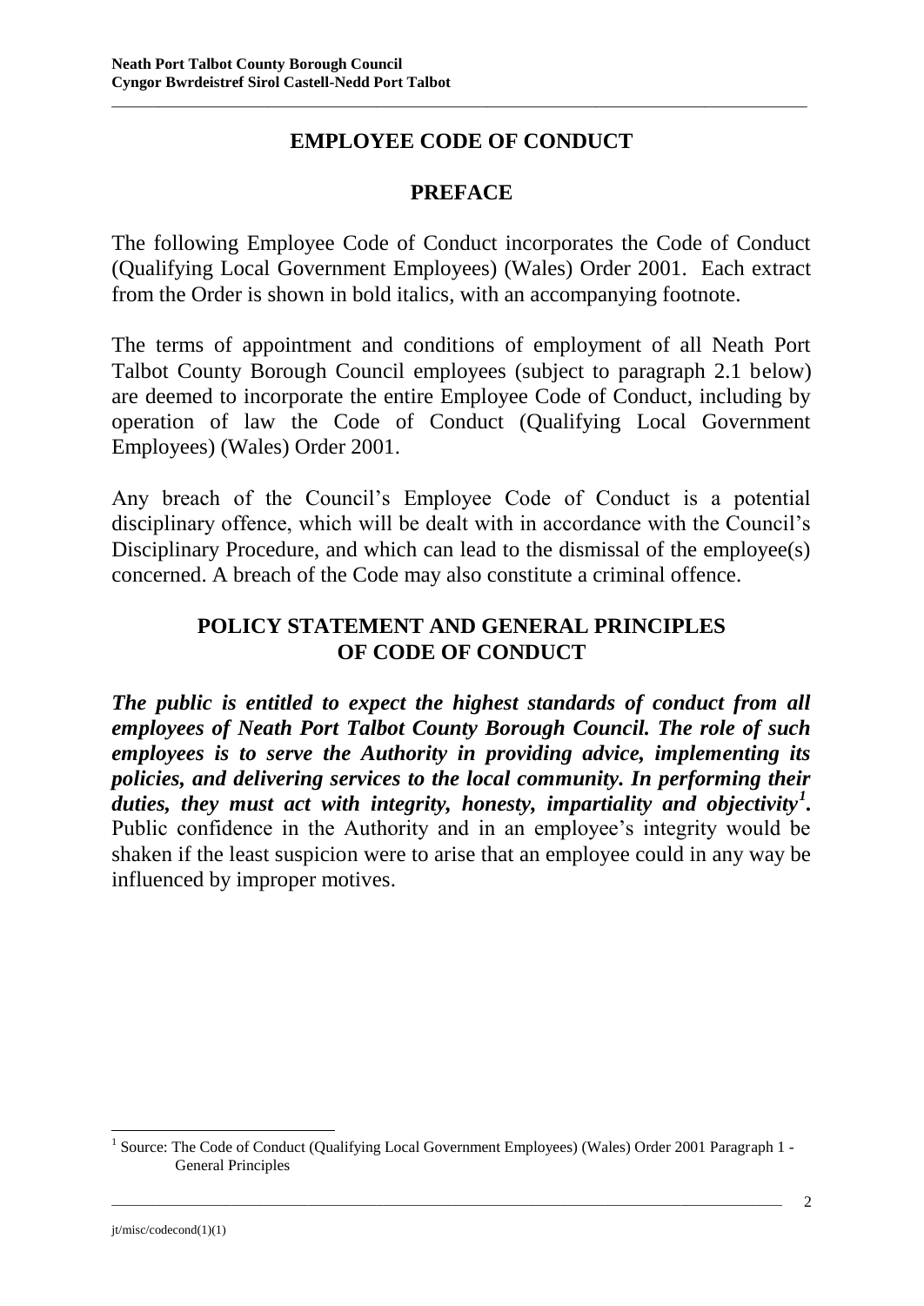# EMPLOYEE CODE OF CONDUCT

## PREFACE

The following Employee Code of Conduct incorporates the Code of Conduct (Qualifying Local Government Employees) (Wales) Order 2001. Each extract from the Order is shown in bold italics, with an accompanying footnote.

The terms of appointment and conditions of employment of all Neath Port Talbot County Borough Council employees (subject to paragraph 2.1 below) are deemed to incorporate the entire Employee Code of Conduct, including by operation of law the Code of Conduct (Qualifying Local Government Employees) (Wales) Order 2001.

Any breach of the Council's Employee Code of Conduct is a potential disciplinary offence, which will be dealt with in accordance with the Council's Disciplinary Procedure, and which can lead to the dismissal of the employee(s) concerned. A breach of the Code may also constitute a criminal offence.

## POLICY STATEMENT AND GENERAL PRINCIPLES OF CODE OF CONDUCT

***The public is entitled to expect the highest standards of conduct from all employees of Neath Port Talbot County Borough Council. The role of such employees is to serve the Authority in providing advice, implementing its policies, and delivering services to the local community. In performing their duties, they must act with integrity, honesty, impartiality and objectivity[1].*** Public confidence in the Authority and in an employee's integrity would be shaken if the least suspicion were to arise that an employee could in any way be influenced by improper motives.

---

[1] Source: The Code of Conduct (Qualifying Local Government Employees) (Wales) Order 2001 Paragraph 1 - General Principles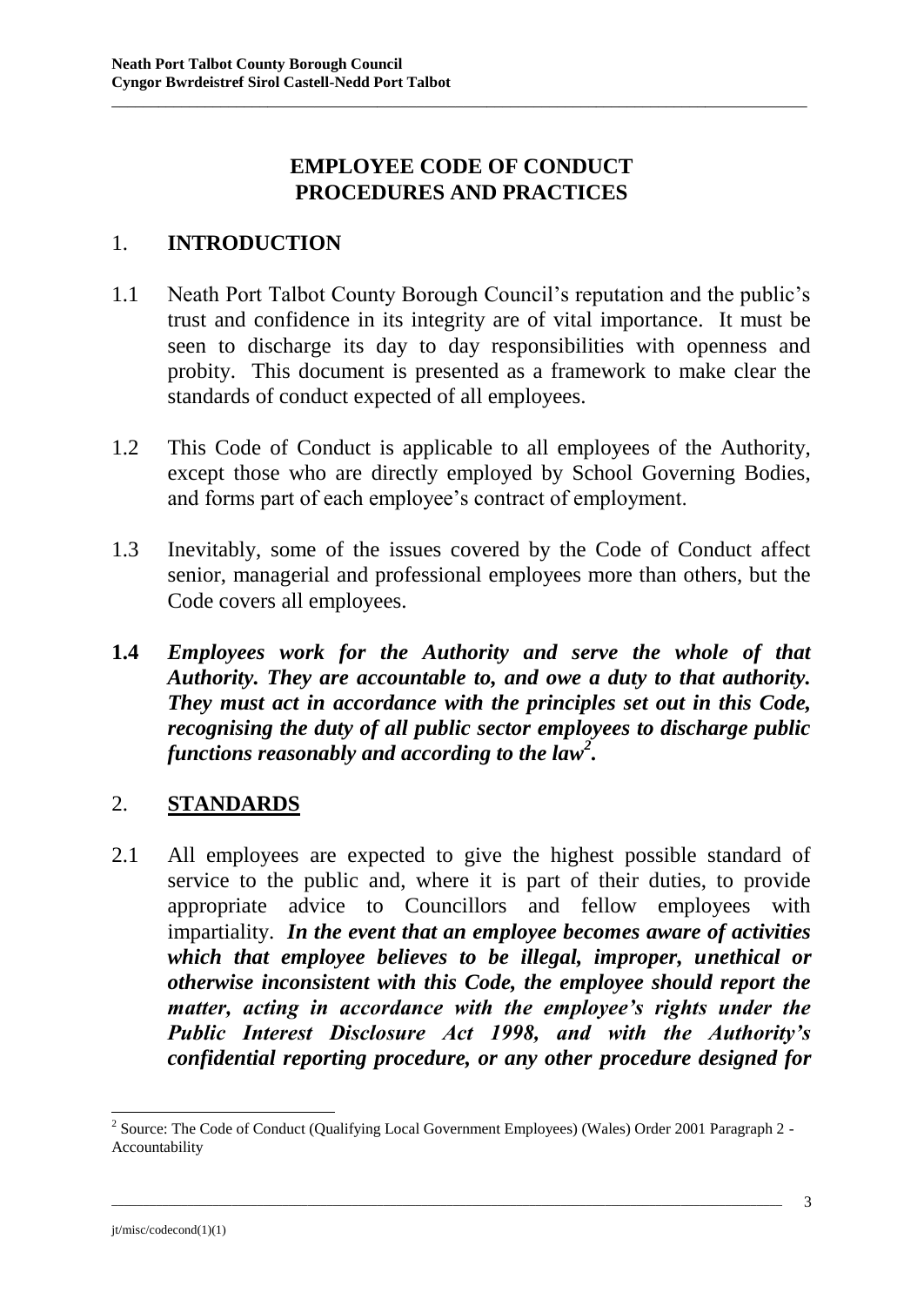# EMPLOYEE CODE OF CONDUCT PROCEDURES AND PRACTICES

## 1. INTRODUCTION

1.1 Neath Port Talbot County Borough Council's reputation and the public's trust and confidence in its integrity are of vital importance. It must be seen to discharge its day to day responsibilities with openness and probity. This document is presented as a framework to make clear the standards of conduct expected of all employees.

1.2 This Code of Conduct is applicable to all employees of the Authority, except those who are directly employed by School Governing Bodies, and forms part of each employee's contract of employment.

1.3 Inevitably, some of the issues covered by the Code of Conduct affect senior, managerial and professional employees more than others, but the Code covers all employees.

**1.4** ***Employees work for the Authority and serve the whole of that Authority. They are accountable to, and owe a duty to that authority. They must act in accordance with the principles set out in this Code, recognising the duty of all public sector employees to discharge public functions reasonably and according to the law[2].***

## 2. STANDARDS

2.1 All employees are expected to give the highest possible standard of service to the public and, where it is part of their duties, to provide appropriate advice to Councillors and fellow employees with impartiality. ***In the event that an employee becomes aware of activities which that employee believes to be illegal, improper, unethical or otherwise inconsistent with this Code, the employee should report the matter, acting in accordance with the employee's rights under the Public Interest Disclosure Act 1998, and with the Authority's confidential reporting procedure, or any other procedure designed for***

---

[2] Source: The Code of Conduct (Qualifying Local Government Employees) (Wales) Order 2001 Paragraph 2 - Accountability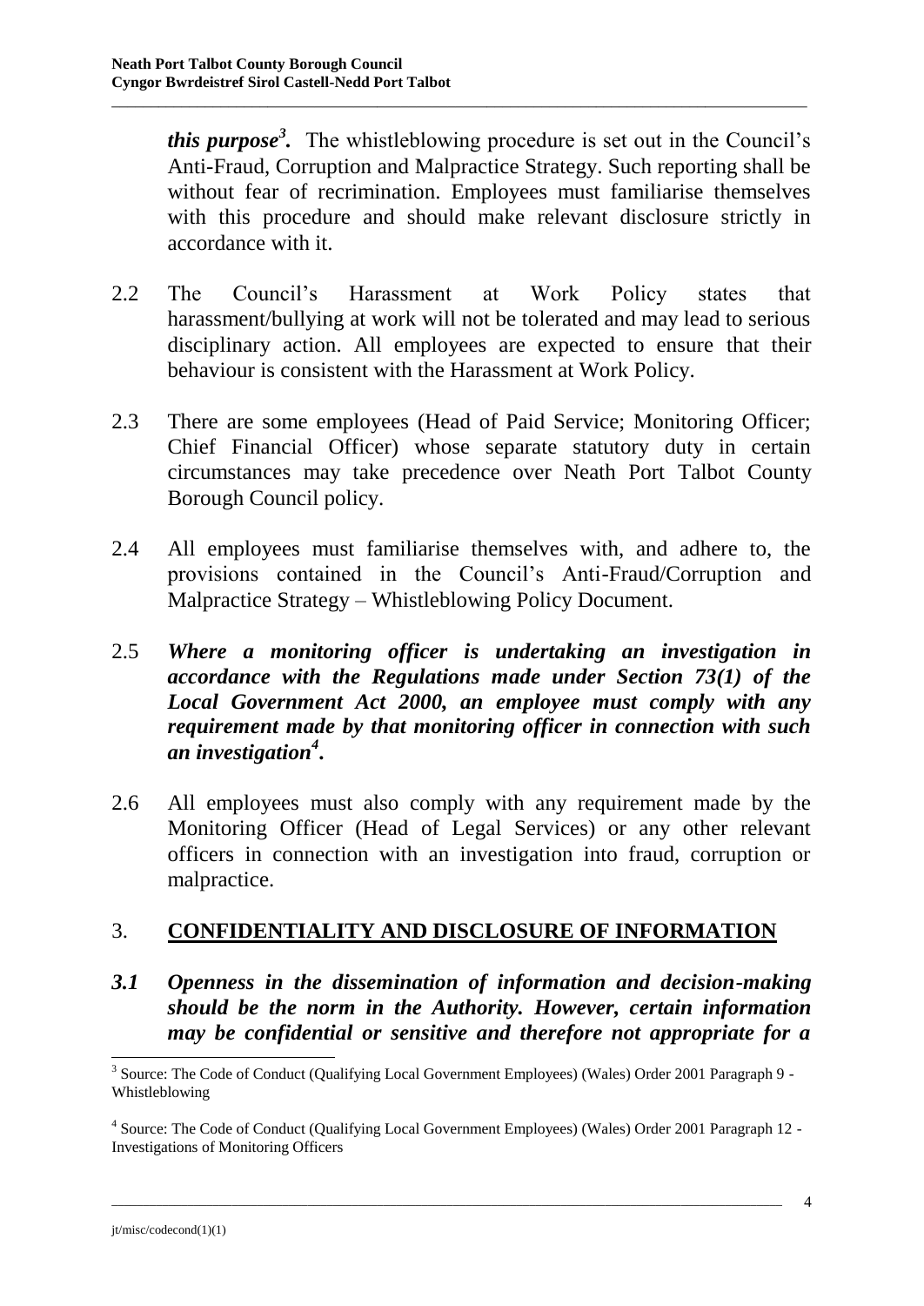***this purpose*[3]*.*** The whistleblowing procedure is set out in the Council's Anti-Fraud, Corruption and Malpractice Strategy. Such reporting shall be without fear of recrimination. Employees must familiarise themselves with this procedure and should make relevant disclosure strictly in accordance with it.

2.2 The Council's Harassment at Work Policy states that harassment/bullying at work will not be tolerated and may lead to serious disciplinary action. All employees are expected to ensure that their behaviour is consistent with the Harassment at Work Policy.

2.3 There are some employees (Head of Paid Service; Monitoring Officer; Chief Financial Officer) whose separate statutory duty in certain circumstances may take precedence over Neath Port Talbot County Borough Council policy.

2.4 All employees must familiarise themselves with, and adhere to, the provisions contained in the Council's Anti-Fraud/Corruption and Malpractice Strategy – Whistleblowing Policy Document.

2.5 ***Where a monitoring officer is undertaking an investigation in accordance with the Regulations made under Section 73(1) of the Local Government Act 2000, an employee must comply with any requirement made by that monitoring officer in connection with such an investigation*[4]*.***

2.6 All employees must also comply with any requirement made by the Monitoring Officer (Head of Legal Services) or any other relevant officers in connection with an investigation into fraud, corruption or malpractice.

## 3. CONFIDENTIALITY AND DISCLOSURE OF INFORMATION

***3.1 Openness in the dissemination of information and decision-making should be the norm in the Authority. However, certain information may be confidential or sensitive and therefore not appropriate for a***

---

[3] Source: The Code of Conduct (Qualifying Local Government Employees) (Wales) Order 2001 Paragraph 9 - Whistleblowing

[4] Source: The Code of Conduct (Qualifying Local Government Employees) (Wales) Order 2001 Paragraph 12 - Investigations of Monitoring Officers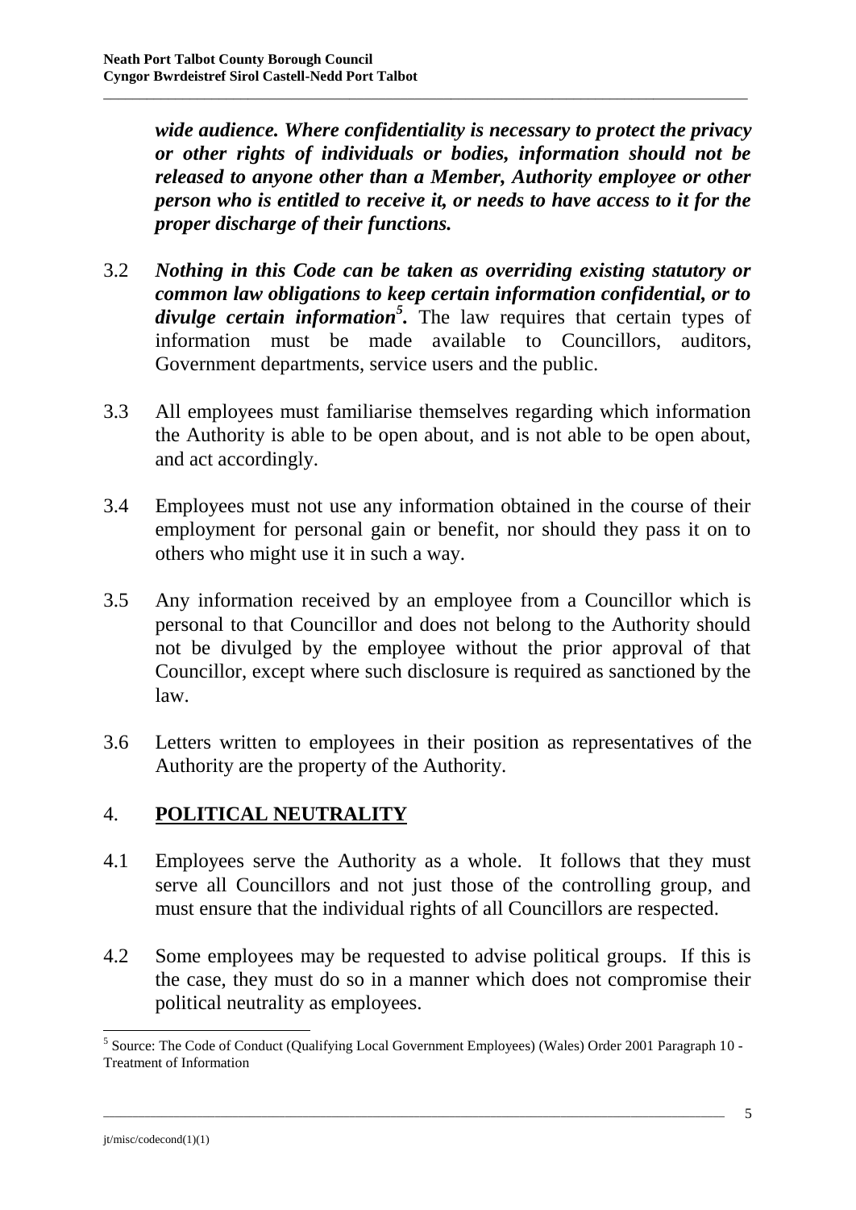***wide audience. Where confidentiality is necessary to protect the privacy or other rights of individuals or bodies, information should not be released to anyone other than a Member, Authority employee or other person who is entitled to receive it, or needs to have access to it for the proper discharge of their functions.***

3.2 ***Nothing in this Code can be taken as overriding existing statutory or common law obligations to keep certain information confidential, or to divulge certain information[5].*** The law requires that certain types of information must be made available to Councillors, auditors, Government departments, service users and the public.

3.3 All employees must familiarise themselves regarding which information the Authority is able to be open about, and is not able to be open about, and act accordingly.

3.4 Employees must not use any information obtained in the course of their employment for personal gain or benefit, nor should they pass it on to others who might use it in such a way.

3.5 Any information received by an employee from a Councillor which is personal to that Councillor and does not belong to the Authority should not be divulged by the employee without the prior approval of that Councillor, except where such disclosure is required as sanctioned by the law.

3.6 Letters written to employees in their position as representatives of the Authority are the property of the Authority.

## 4. POLITICAL NEUTRALITY

4.1 Employees serve the Authority as a whole. It follows that they must serve all Councillors and not just those of the controlling group, and must ensure that the individual rights of all Councillors are respected.

4.2 Some employees may be requested to advise political groups. If this is the case, they must do so in a manner which does not compromise their political neutrality as employees.

---

[5] Source: The Code of Conduct (Qualifying Local Government Employees) (Wales) Order 2001 Paragraph 10 - Treatment of Information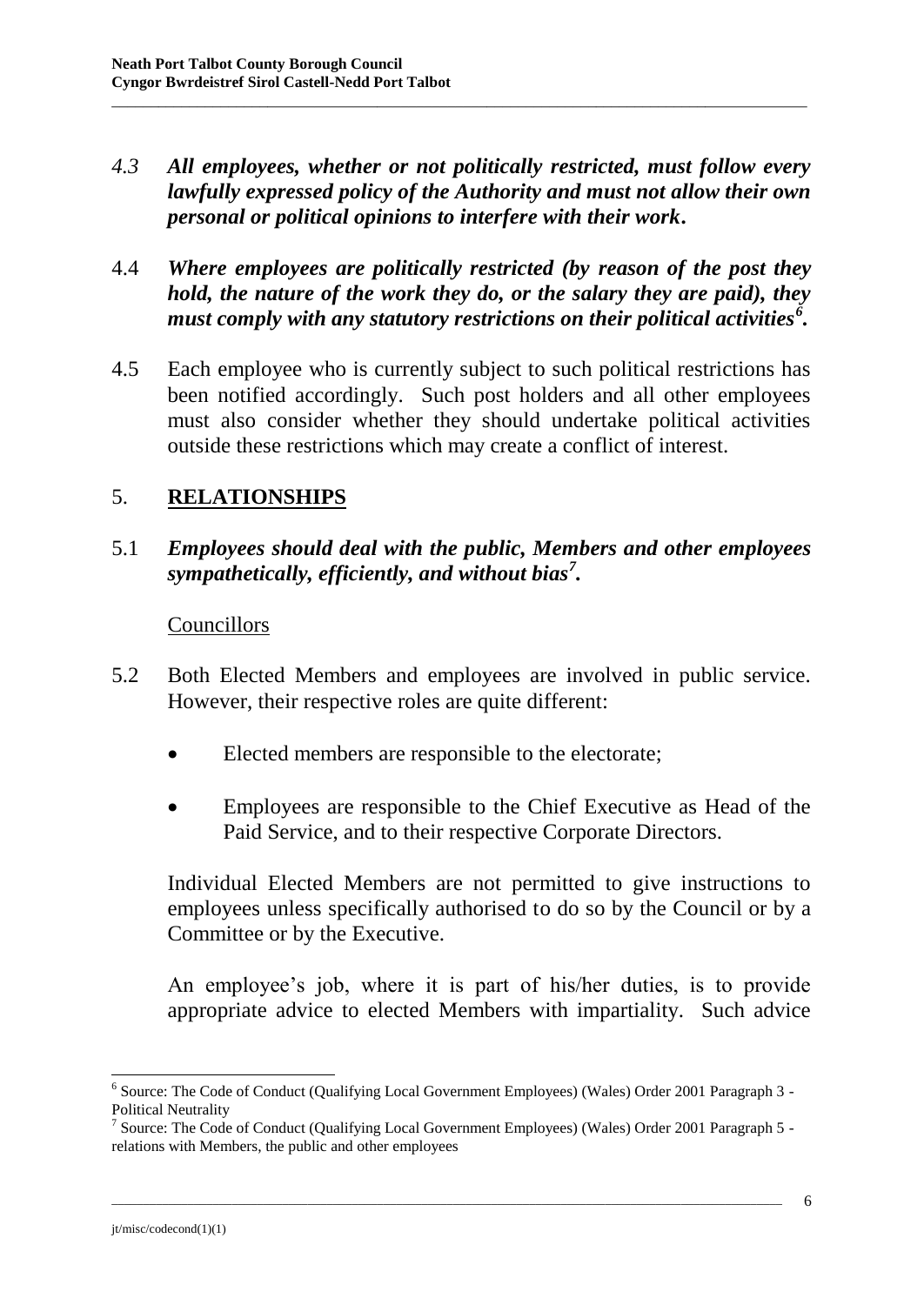*4.3* ***All employees, whether or not politically restricted, must follow every lawfully expressed policy of the Authority and must not allow their own personal or political opinions to interfere with their work.***

4.4 ***Where employees are politically restricted (by reason of the post they hold, the nature of the work they do, or the salary they are paid), they must comply with any statutory restrictions on their political activities[6].***

4.5 Each employee who is currently subject to such political restrictions has been notified accordingly. Such post holders and all other employees must also consider whether they should undertake political activities outside these restrictions which may create a conflict of interest.

## 5. RELATIONSHIPS

5.1 ***Employees should deal with the public, Members and other employees sympathetically, efficiently, and without bias[7].***

Councillors

5.2 Both Elected Members and employees are involved in public service. However, their respective roles are quite different:

- Elected members are responsible to the electorate;
- Employees are responsible to the Chief Executive as Head of the Paid Service, and to their respective Corporate Directors.

Individual Elected Members are not permitted to give instructions to employees unless specifically authorised to do so by the Council or by a Committee or by the Executive.

An employee's job, where it is part of his/her duties, is to provide appropriate advice to elected Members with impartiality. Such advice

---

[6] Source: The Code of Conduct (Qualifying Local Government Employees) (Wales) Order 2001 Paragraph 3 - Political Neutrality

[7] Source: The Code of Conduct (Qualifying Local Government Employees) (Wales) Order 2001 Paragraph 5 - relations with Members, the public and other employees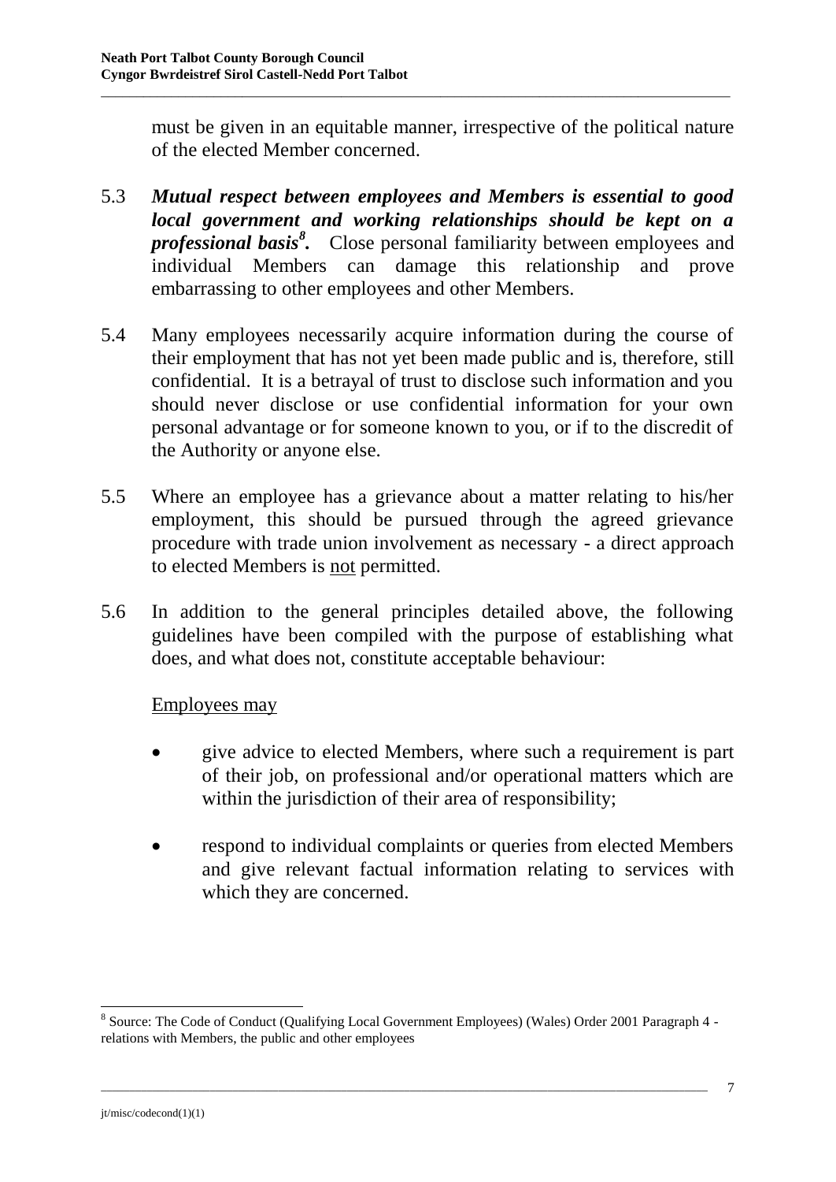must be given in an equitable manner, irrespective of the political nature of the elected Member concerned.

5.3 ***Mutual respect between employees and Members is essential to good local government and working relationships should be kept on a professional basis[8].*** Close personal familiarity between employees and individual Members can damage this relationship and prove embarrassing to other employees and other Members.

5.4 Many employees necessarily acquire information during the course of their employment that has not yet been made public and is, therefore, still confidential. It is a betrayal of trust to disclose such information and you should never disclose or use confidential information for your own personal advantage or for someone known to you, or if to the discredit of the Authority or anyone else.

5.5 Where an employee has a grievance about a matter relating to his/her employment, this should be pursued through the agreed grievance procedure with trade union involvement as necessary - a direct approach to elected Members is <u>not</u> permitted.

5.6 In addition to the general principles detailed above, the following guidelines have been compiled with the purpose of establishing what does, and what does not, constitute acceptable behaviour:

<u>Employees may</u>

- give advice to elected Members, where such a requirement is part of their job, on professional and/or operational matters which are within the jurisdiction of their area of responsibility;

- respond to individual complaints or queries from elected Members and give relevant factual information relating to services with which they are concerned.

[8] Source: The Code of Conduct (Qualifying Local Government Employees) (Wales) Order 2001 Paragraph 4 - relations with Members, the public and other employees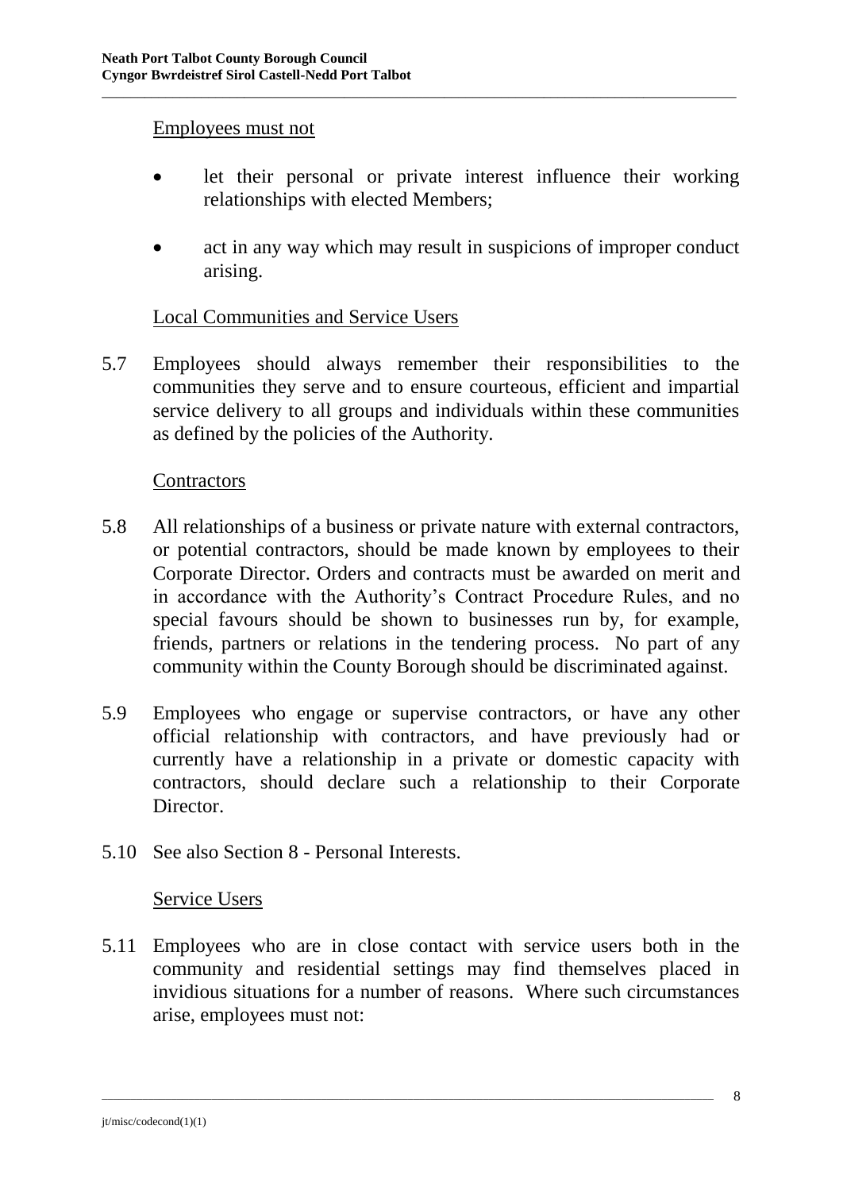Employees must not

- let their personal or private interest influence their working relationships with elected Members;
- act in any way which may result in suspicions of improper conduct arising.

Local Communities and Service Users

5.7 Employees should always remember their responsibilities to the communities they serve and to ensure courteous, efficient and impartial service delivery to all groups and individuals within these communities as defined by the policies of the Authority.

Contractors

5.8 All relationships of a business or private nature with external contractors, or potential contractors, should be made known by employees to their Corporate Director. Orders and contracts must be awarded on merit and in accordance with the Authority's Contract Procedure Rules, and no special favours should be shown to businesses run by, for example, friends, partners or relations in the tendering process. No part of any community within the County Borough should be discriminated against.

5.9 Employees who engage or supervise contractors, or have any other official relationship with contractors, and have previously had or currently have a relationship in a private or domestic capacity with contractors, should declare such a relationship to their Corporate Director.

5.10 See also Section 8 - Personal Interests.

Service Users

5.11 Employees who are in close contact with service users both in the community and residential settings may find themselves placed in invidious situations for a number of reasons. Where such circumstances arise, employees must not: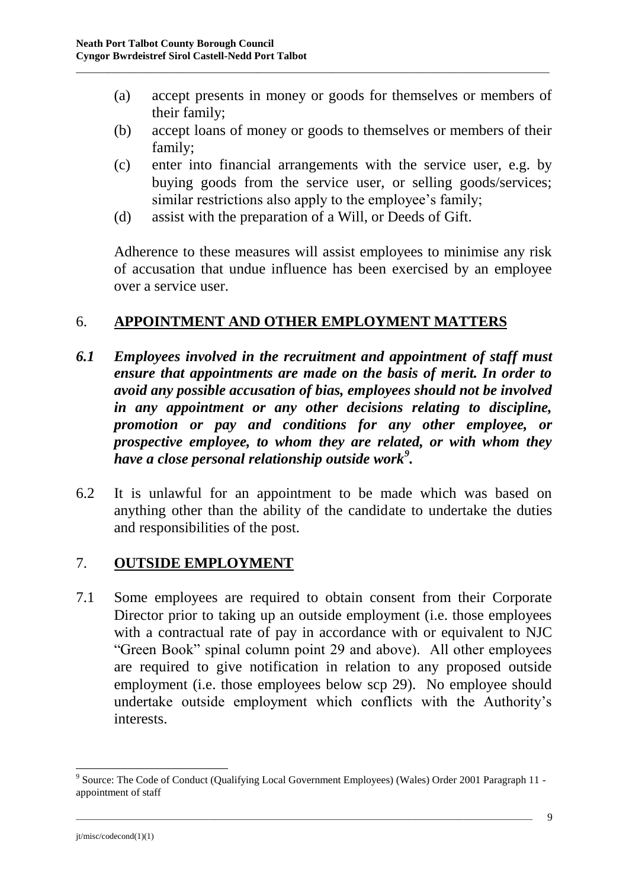(a) accept presents in money or goods for themselves or members of their family;
(b) accept loans of money or goods to themselves or members of their family;
(c) enter into financial arrangements with the service user, e.g. by buying goods from the service user, or selling goods/services; similar restrictions also apply to the employee's family;
(d) assist with the preparation of a Will, or Deeds of Gift.

Adherence to these measures will assist employees to minimise any risk of accusation that undue influence has been exercised by an employee over a service user.

## 6. APPOINTMENT AND OTHER EMPLOYMENT MATTERS

***6.1 Employees involved in the recruitment and appointment of staff must ensure that appointments are made on the basis of merit. In order to avoid any possible accusation of bias, employees should not be involved in any appointment or any other decisions relating to discipline, promotion or pay and conditions for any other employee, or prospective employee, to whom they are related, or with whom they have a close personal relationship outside work[9].***

6.2 It is unlawful for an appointment to be made which was based on anything other than the ability of the candidate to undertake the duties and responsibilities of the post.

## 7. OUTSIDE EMPLOYMENT

7.1 Some employees are required to obtain consent from their Corporate Director prior to taking up an outside employment (i.e. those employees with a contractual rate of pay in accordance with or equivalent to NJC "Green Book" spinal column point 29 and above). All other employees are required to give notification in relation to any proposed outside employment (i.e. those employees below scp 29). No employee should undertake outside employment which conflicts with the Authority's interests.

---

[9] Source: The Code of Conduct (Qualifying Local Government Employees) (Wales) Order 2001 Paragraph 11 - appointment of staff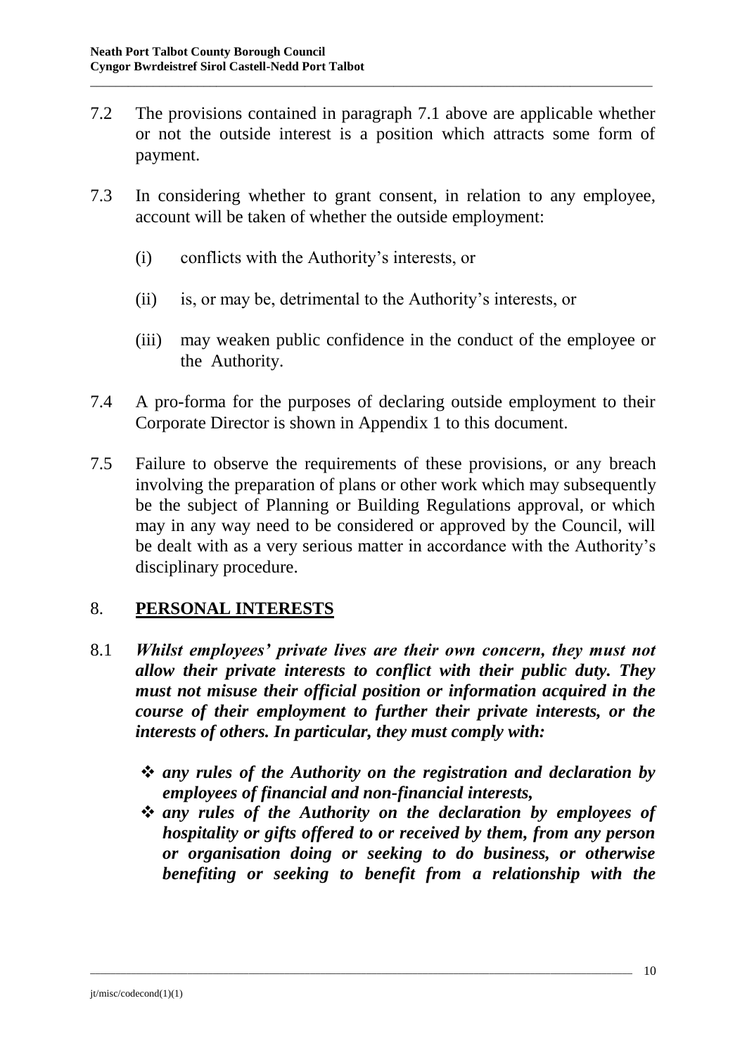7.2 The provisions contained in paragraph 7.1 above are applicable whether or not the outside interest is a position which attracts some form of payment.

7.3 In considering whether to grant consent, in relation to any employee, account will be taken of whether the outside employment:

(i) conflicts with the Authority's interests, or

(ii) is, or may be, detrimental to the Authority's interests, or

(iii) may weaken public confidence in the conduct of the employee or the Authority.

7.4 A pro-forma for the purposes of declaring outside employment to their Corporate Director is shown in Appendix 1 to this document.

7.5 Failure to observe the requirements of these provisions, or any breach involving the preparation of plans or other work which may subsequently be the subject of Planning or Building Regulations approval, or which may in any way need to be considered or approved by the Council, will be dealt with as a very serious matter in accordance with the Authority's disciplinary procedure.

## 8. PERSONAL INTERESTS

8.1 ***Whilst employees' private lives are their own concern, they must not allow their private interests to conflict with their public duty. They must not misuse their official position or information acquired in the course of their employment to further their private interests, or the interests of others. In particular, they must comply with:***

- ***any rules of the Authority on the registration and declaration by employees of financial and non-financial interests,***
- ***any rules of the Authority on the declaration by employees of hospitality or gifts offered to or received by them, from any person or organisation doing or seeking to do business, or otherwise benefiting or seeking to benefit from a relationship with the***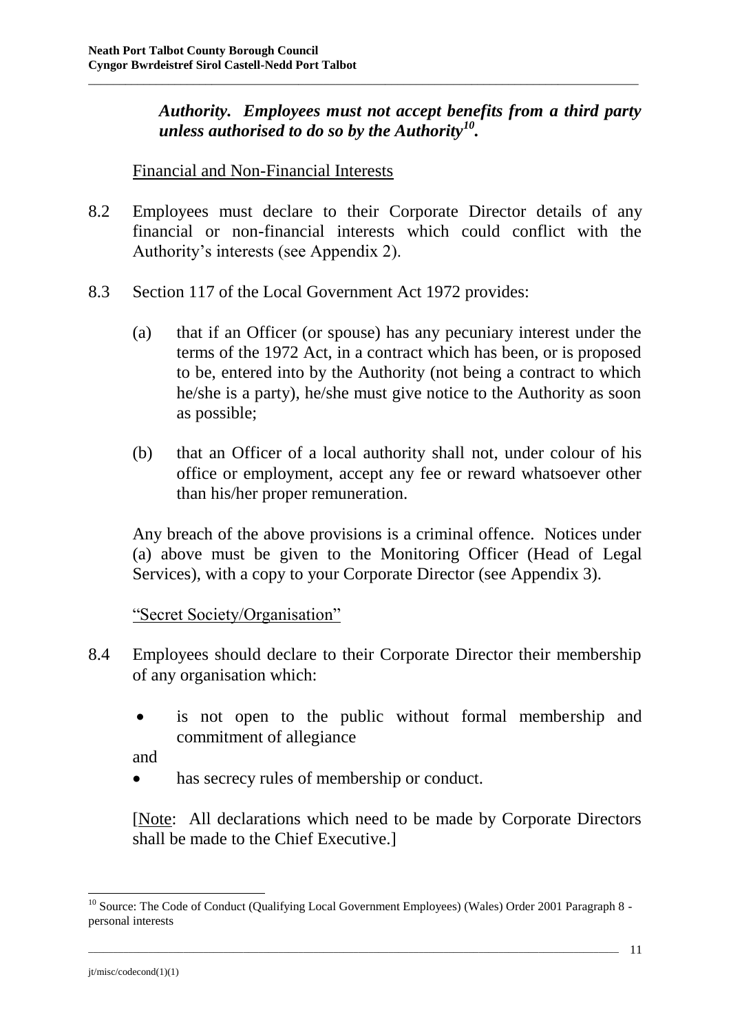***Authority. Employees must not accept benefits from a third party unless authorised to do so by the Authority[10].***

Financial and Non-Financial Interests

8.2 Employees must declare to their Corporate Director details of any financial or non-financial interests which could conflict with the Authority's interests (see Appendix 2).

8.3 Section 117 of the Local Government Act 1972 provides:

(a) that if an Officer (or spouse) has any pecuniary interest under the terms of the 1972 Act, in a contract which has been, or is proposed to be, entered into by the Authority (not being a contract to which he/she is a party), he/she must give notice to the Authority as soon as possible;

(b) that an Officer of a local authority shall not, under colour of his office or employment, accept any fee or reward whatsoever other than his/her proper remuneration.

Any breach of the above provisions is a criminal offence. Notices under (a) above must be given to the Monitoring Officer (Head of Legal Services), with a copy to your Corporate Director (see Appendix 3).

"Secret Society/Organisation"

8.4 Employees should declare to their Corporate Director their membership of any organisation which:

- is not open to the public without formal membership and commitment of allegiance

and

- has secrecy rules of membership or conduct.

[Note: All declarations which need to be made by Corporate Directors shall be made to the Chief Executive.]

[10] Source: The Code of Conduct (Qualifying Local Government Employees) (Wales) Order 2001 Paragraph 8 - personal interests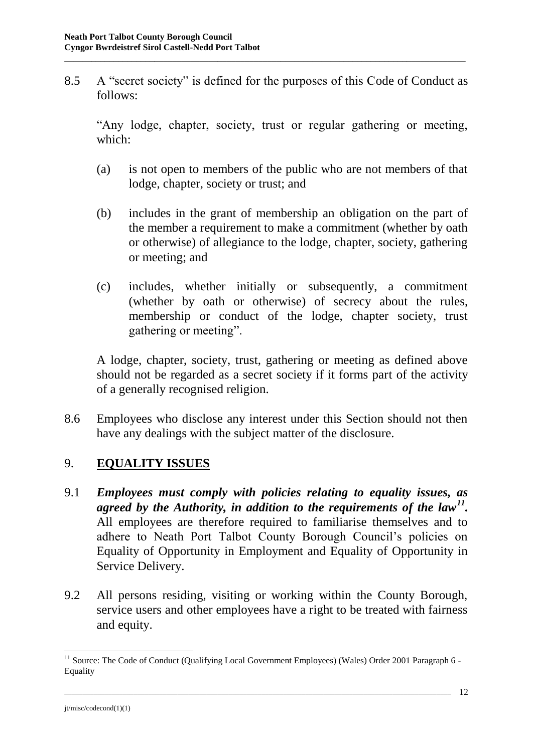8.5 A "secret society" is defined for the purposes of this Code of Conduct as follows:

"Any lodge, chapter, society, trust or regular gathering or meeting, which:

(a) is not open to members of the public who are not members of that lodge, chapter, society or trust; and

(b) includes in the grant of membership an obligation on the part of the member a requirement to make a commitment (whether by oath or otherwise) of allegiance to the lodge, chapter, society, gathering or meeting; and

(c) includes, whether initially or subsequently, a commitment (whether by oath or otherwise) of secrecy about the rules, membership or conduct of the lodge, chapter society, trust gathering or meeting".

A lodge, chapter, society, trust, gathering or meeting as defined above should not be regarded as a secret society if it forms part of the activity of a generally recognised religion.

8.6 Employees who disclose any interest under this Section should not then have any dealings with the subject matter of the disclosure.

## 9. **EQUALITY ISSUES**

9.1 ***Employees must comply with policies relating to equality issues, as agreed by the Authority, in addition to the requirements of the law[11].*** All employees are therefore required to familiarise themselves and to adhere to Neath Port Talbot County Borough Council's policies on Equality of Opportunity in Employment and Equality of Opportunity in Service Delivery.

9.2 All persons residing, visiting or working within the County Borough, service users and other employees have a right to be treated with fairness and equity.

---

[11] Source: The Code of Conduct (Qualifying Local Government Employees) (Wales) Order 2001 Paragraph 6 - Equality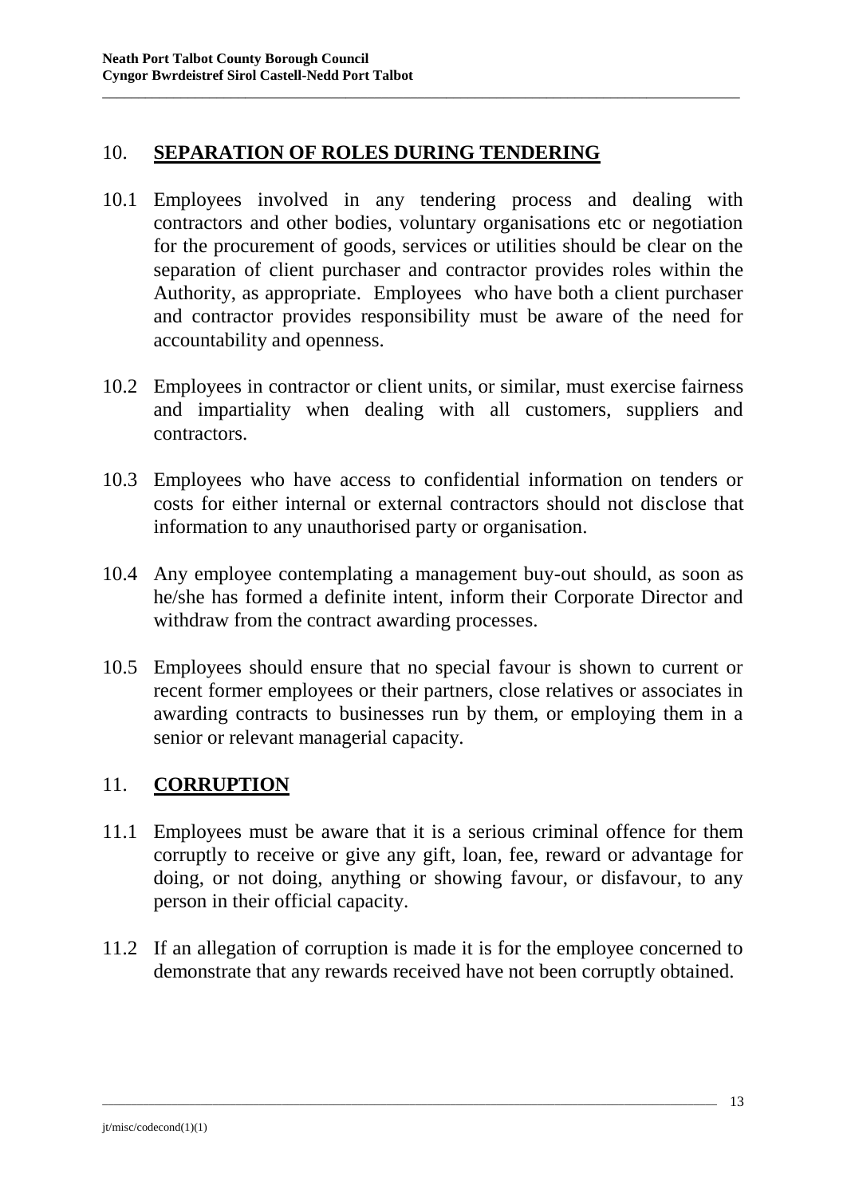## 10. **SEPARATION OF ROLES DURING TENDERING**

10.1 Employees involved in any tendering process and dealing with contractors and other bodies, voluntary organisations etc or negotiation for the procurement of goods, services or utilities should be clear on the separation of client purchaser and contractor provides roles within the Authority, as appropriate. Employees who have both a client purchaser and contractor provides responsibility must be aware of the need for accountability and openness.

10.2 Employees in contractor or client units, or similar, must exercise fairness and impartiality when dealing with all customers, suppliers and contractors.

10.3 Employees who have access to confidential information on tenders or costs for either internal or external contractors should not disclose that information to any unauthorised party or organisation.

10.4 Any employee contemplating a management buy-out should, as soon as he/she has formed a definite intent, inform their Corporate Director and withdraw from the contract awarding processes.

10.5 Employees should ensure that no special favour is shown to current or recent former employees or their partners, close relatives or associates in awarding contracts to businesses run by them, or employing them in a senior or relevant managerial capacity.

## 11. **CORRUPTION**

11.1 Employees must be aware that it is a serious criminal offence for them corruptly to receive or give any gift, loan, fee, reward or advantage for doing, or not doing, anything or showing favour, or disfavour, to any person in their official capacity.

11.2 If an allegation of corruption is made it is for the employee concerned to demonstrate that any rewards received have not been corruptly obtained.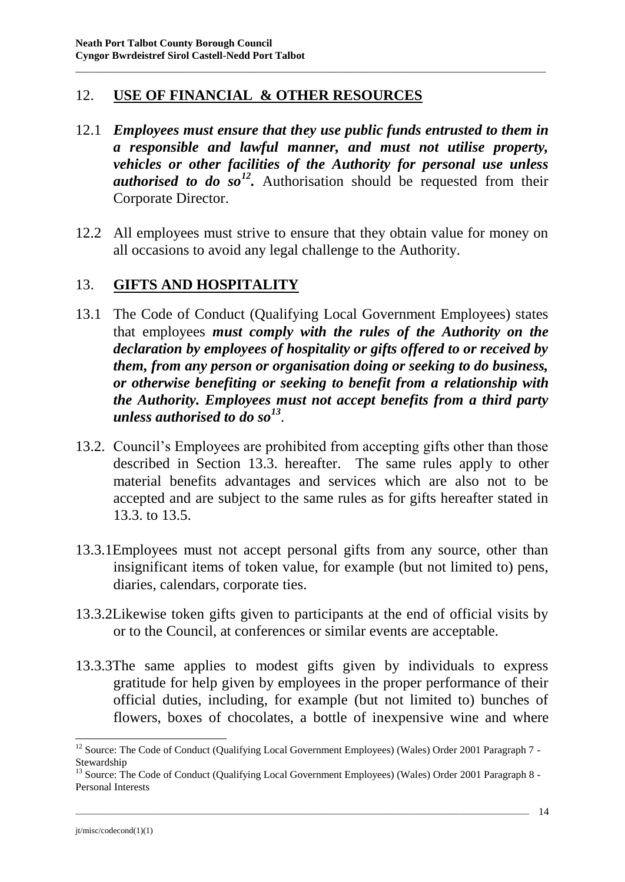## 12. USE OF FINANCIAL & OTHER RESOURCES

12.1 ***Employees must ensure that they use public funds entrusted to them in a responsible and lawful manner, and must not utilise property, vehicles or other facilities of the Authority for personal use unless authorised to do so[12].*** Authorisation should be requested from their Corporate Director.

12.2 All employees must strive to ensure that they obtain value for money on all occasions to avoid any legal challenge to the Authority.

## 13. GIFTS AND HOSPITALITY

13.1 The Code of Conduct (Qualifying Local Government Employees) states that employees ***must comply with the rules of the Authority on the declaration by employees of hospitality or gifts offered to or received by them, from any person or organisation doing or seeking to do business, or otherwise benefiting or seeking to benefit from a relationship with the Authority. Employees must not accept benefits from a third party unless authorised to do so[13]***.

13.2. Council's Employees are prohibited from accepting gifts other than those described in Section 13.3. hereafter. The same rules apply to other material benefits advantages and services which are also not to be accepted and are subject to the same rules as for gifts hereafter stated in 13.3. to 13.5.

13.3.1 Employees must not accept personal gifts from any source, other than insignificant items of token value, for example (but not limited to) pens, diaries, calendars, corporate ties.

13.3.2 Likewise token gifts given to participants at the end of official visits by or to the Council, at conferences or similar events are acceptable.

13.3.3 The same applies to modest gifts given by individuals to express gratitude for help given by employees in the proper performance of their official duties, including, for example (but not limited to) bunches of flowers, boxes of chocolates, a bottle of inexpensive wine and where

---

[12] Source: The Code of Conduct (Qualifying Local Government Employees) (Wales) Order 2001 Paragraph 7 - Stewardship

[13] Source: The Code of Conduct (Qualifying Local Government Employees) (Wales) Order 2001 Paragraph 8 - Personal Interests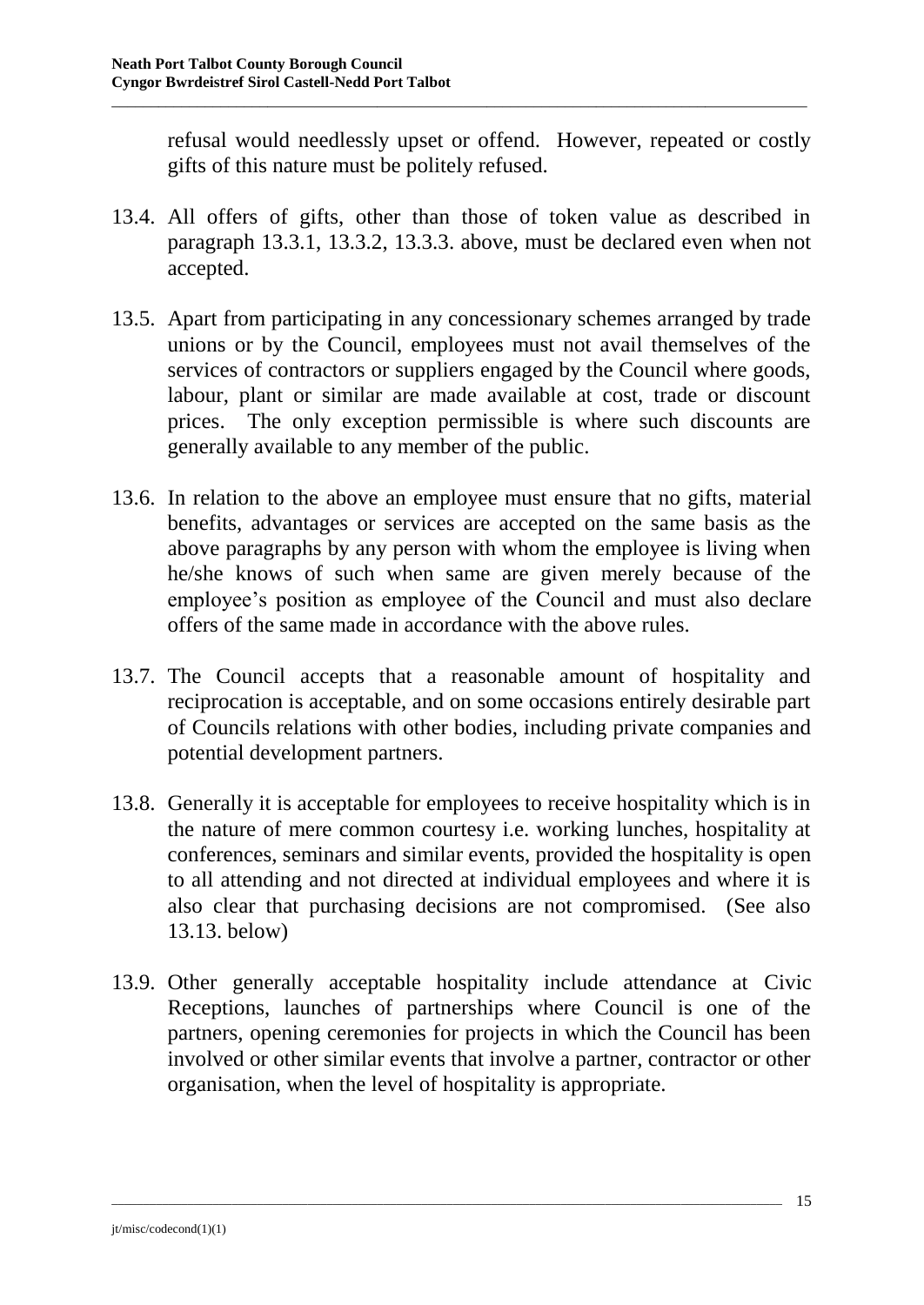refusal would needlessly upset or offend. However, repeated or costly gifts of this nature must be politely refused.

13.4. All offers of gifts, other than those of token value as described in paragraph 13.3.1, 13.3.2, 13.3.3. above, must be declared even when not accepted.

13.5. Apart from participating in any concessionary schemes arranged by trade unions or by the Council, employees must not avail themselves of the services of contractors or suppliers engaged by the Council where goods, labour, plant or similar are made available at cost, trade or discount prices. The only exception permissible is where such discounts are generally available to any member of the public.

13.6. In relation to the above an employee must ensure that no gifts, material benefits, advantages or services are accepted on the same basis as the above paragraphs by any person with whom the employee is living when he/she knows of such when same are given merely because of the employee's position as employee of the Council and must also declare offers of the same made in accordance with the above rules.

13.7. The Council accepts that a reasonable amount of hospitality and reciprocation is acceptable, and on some occasions entirely desirable part of Councils relations with other bodies, including private companies and potential development partners.

13.8. Generally it is acceptable for employees to receive hospitality which is in the nature of mere common courtesy i.e. working lunches, hospitality at conferences, seminars and similar events, provided the hospitality is open to all attending and not directed at individual employees and where it is also clear that purchasing decisions are not compromised. (See also 13.13. below)

13.9. Other generally acceptable hospitality include attendance at Civic Receptions, launches of partnerships where Council is one of the partners, opening ceremonies for projects in which the Council has been involved or other similar events that involve a partner, contractor or other organisation, when the level of hospitality is appropriate.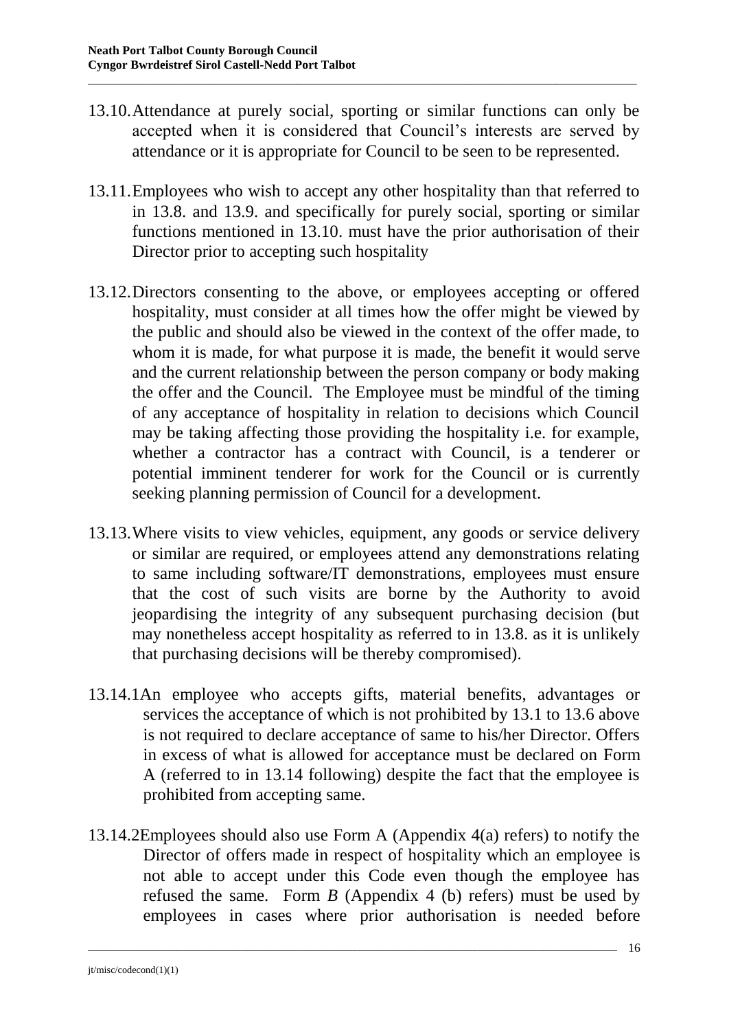13.10. Attendance at purely social, sporting or similar functions can only be accepted when it is considered that Council's interests are served by attendance or it is appropriate for Council to be seen to be represented.

13.11. Employees who wish to accept any other hospitality than that referred to in 13.8. and 13.9. and specifically for purely social, sporting or similar functions mentioned in 13.10. must have the prior authorisation of their Director prior to accepting such hospitality

13.12. Directors consenting to the above, or employees accepting or offered hospitality, must consider at all times how the offer might be viewed by the public and should also be viewed in the context of the offer made, to whom it is made, for what purpose it is made, the benefit it would serve and the current relationship between the person company or body making the offer and the Council. The Employee must be mindful of the timing of any acceptance of hospitality in relation to decisions which Council may be taking affecting those providing the hospitality i.e. for example, whether a contractor has a contract with Council, is a tenderer or potential imminent tenderer for work for the Council or is currently seeking planning permission of Council for a development.

13.13. Where visits to view vehicles, equipment, any goods or service delivery or similar are required, or employees attend any demonstrations relating to same including software/IT demonstrations, employees must ensure that the cost of such visits are borne by the Authority to avoid jeopardising the integrity of any subsequent purchasing decision (but may nonetheless accept hospitality as referred to in 13.8. as it is unlikely that purchasing decisions will be thereby compromised).

13.14.1 An employee who accepts gifts, material benefits, advantages or services the acceptance of which is not prohibited by 13.1 to 13.6 above is not required to declare acceptance of same to his/her Director. Offers in excess of what is allowed for acceptance must be declared on Form A (referred to in 13.14 following) despite the fact that the employee is prohibited from accepting same.

13.14.2 Employees should also use Form A (Appendix 4(a) refers) to notify the Director of offers made in respect of hospitality which an employee is not able to accept under this Code even though the employee has refused the same. Form *B* (Appendix 4 (b) refers) must be used by employees in cases where prior authorisation is needed before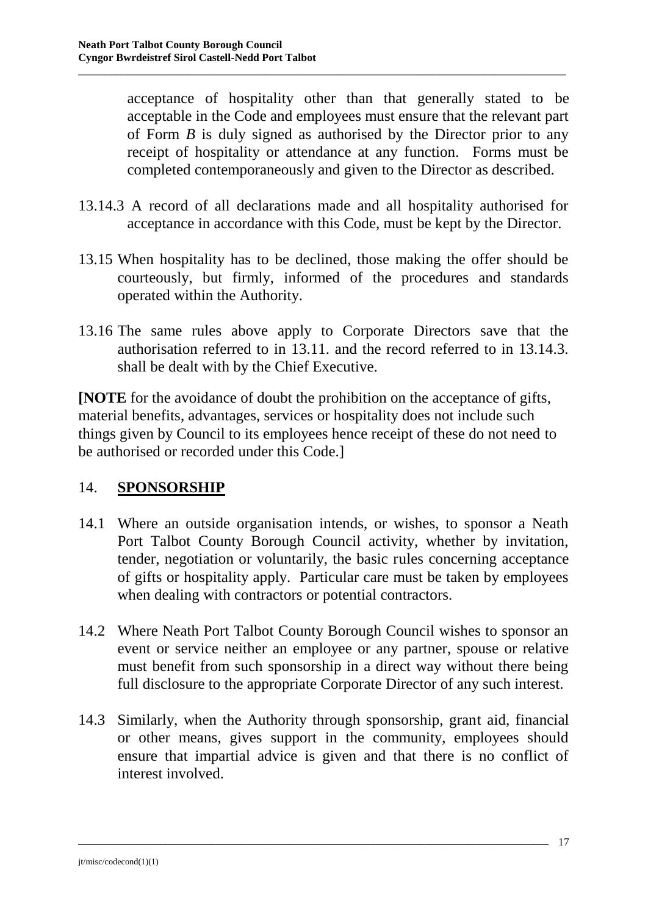acceptance of hospitality other than that generally stated to be acceptable in the Code and employees must ensure that the relevant part of Form *B* is duly signed as authorised by the Director prior to any receipt of hospitality or attendance at any function. Forms must be completed contemporaneously and given to the Director as described.

13.14.3 A record of all declarations made and all hospitality authorised for acceptance in accordance with this Code, must be kept by the Director.

13.15 When hospitality has to be declined, those making the offer should be courteously, but firmly, informed of the procedures and standards operated within the Authority.

13.16 The same rules above apply to Corporate Directors save that the authorisation referred to in 13.11. and the record referred to in 13.14.3. shall be dealt with by the Chief Executive.

**[NOTE** for the avoidance of doubt the prohibition on the acceptance of gifts, material benefits, advantages, services or hospitality does not include such things given by Council to its employees hence receipt of these do not need to be authorised or recorded under this Code.]

## 14. SPONSORSHIP

14.1 Where an outside organisation intends, or wishes, to sponsor a Neath Port Talbot County Borough Council activity, whether by invitation, tender, negotiation or voluntarily, the basic rules concerning acceptance of gifts or hospitality apply. Particular care must be taken by employees when dealing with contractors or potential contractors.

14.2 Where Neath Port Talbot County Borough Council wishes to sponsor an event or service neither an employee or any partner, spouse or relative must benefit from such sponsorship in a direct way without there being full disclosure to the appropriate Corporate Director of any such interest.

14.3 Similarly, when the Authority through sponsorship, grant aid, financial or other means, gives support in the community, employees should ensure that impartial advice is given and that there is no conflict of interest involved.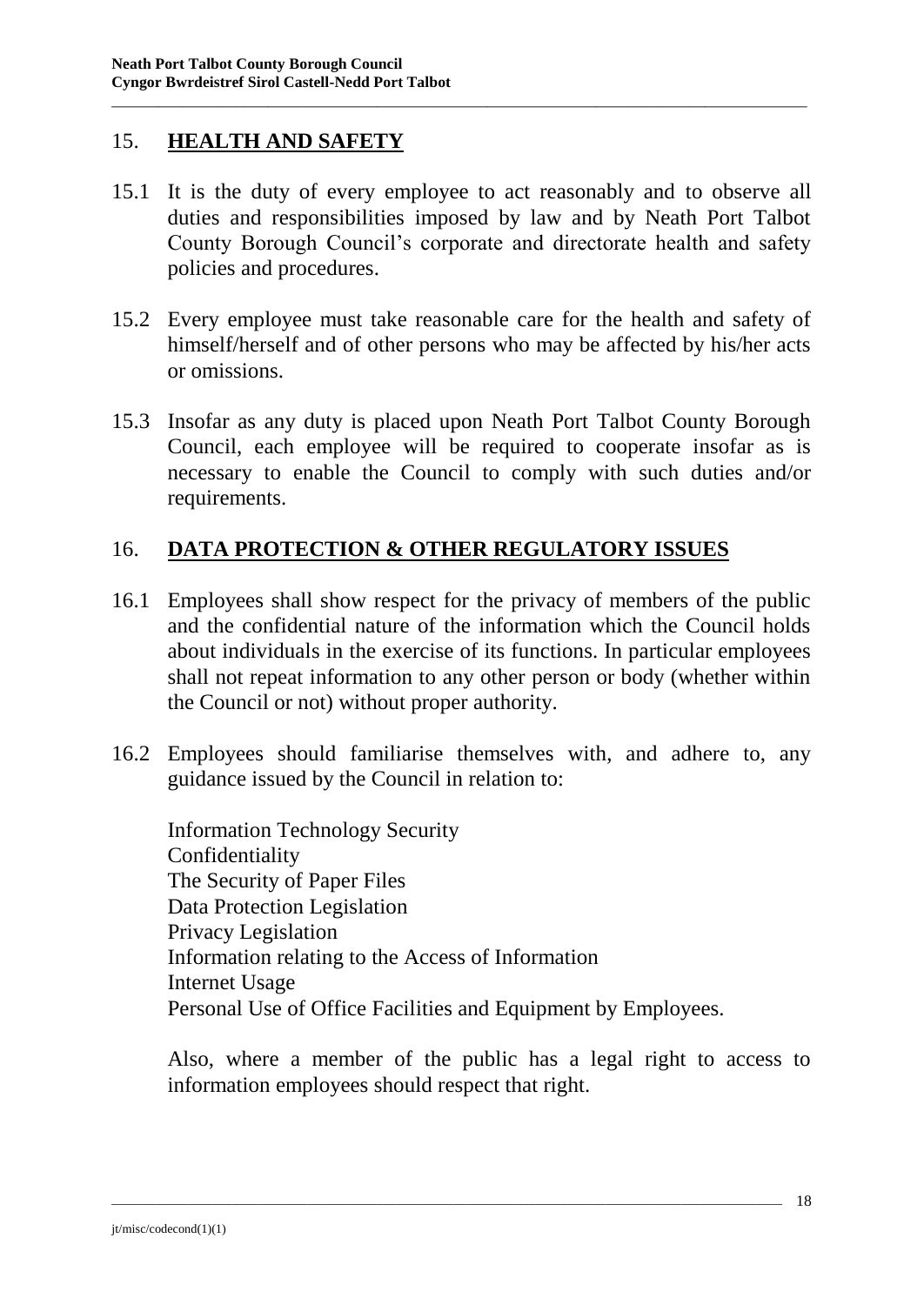## 15. **HEALTH AND SAFETY**

15.1 It is the duty of every employee to act reasonably and to observe all duties and responsibilities imposed by law and by Neath Port Talbot County Borough Council's corporate and directorate health and safety policies and procedures.

15.2 Every employee must take reasonable care for the health and safety of himself/herself and of other persons who may be affected by his/her acts or omissions.

15.3 Insofar as any duty is placed upon Neath Port Talbot County Borough Council, each employee will be required to cooperate insofar as is necessary to enable the Council to comply with such duties and/or requirements.

## 16. **DATA PROTECTION & OTHER REGULATORY ISSUES**

16.1 Employees shall show respect for the privacy of members of the public and the confidential nature of the information which the Council holds about individuals in the exercise of its functions. In particular employees shall not repeat information to any other person or body (whether within the Council or not) without proper authority.

16.2 Employees should familiarise themselves with, and adhere to, any guidance issued by the Council in relation to:

Information Technology Security
Confidentiality
The Security of Paper Files
Data Protection Legislation
Privacy Legislation
Information relating to the Access of Information
Internet Usage
Personal Use of Office Facilities and Equipment by Employees.

Also, where a member of the public has a legal right to access to information employees should respect that right.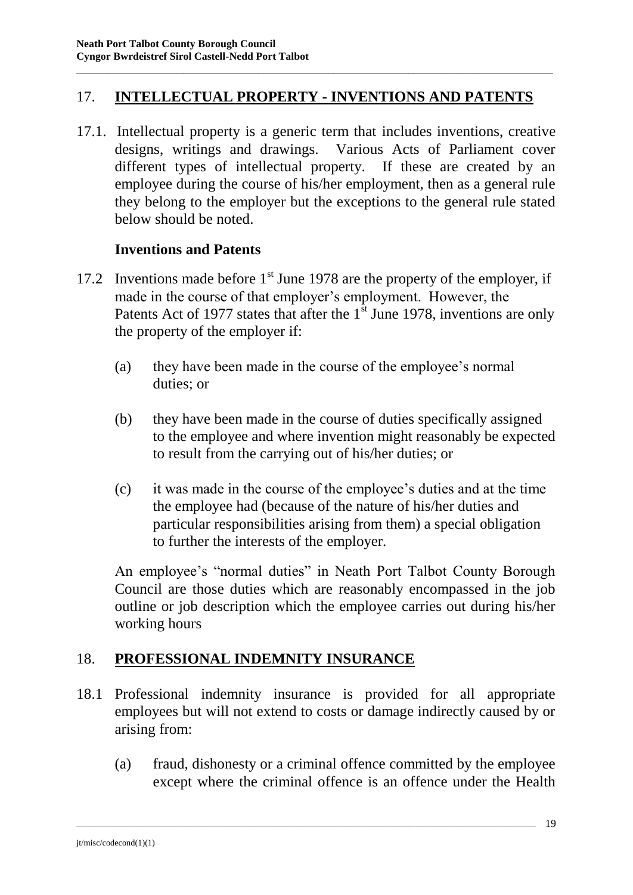## 17. INTELLECTUAL PROPERTY - INVENTIONS AND PATENTS

17.1. Intellectual property is a generic term that includes inventions, creative designs, writings and drawings. Various Acts of Parliament cover different types of intellectual property. If these are created by an employee during the course of his/her employment, then as a general rule they belong to the employer but the exceptions to the general rule stated below should be noted.

### Inventions and Patents

17.2 Inventions made before 1st June 1978 are the property of the employer, if made in the course of that employer's employment. However, the Patents Act of 1977 states that after the 1st June 1978, inventions are only the property of the employer if:

- (a) they have been made in the course of the employee's normal duties; or
- (b) they have been made in the course of duties specifically assigned to the employee and where invention might reasonably be expected to result from the carrying out of his/her duties; or
- (c) it was made in the course of the employee's duties and at the time the employee had (because of the nature of his/her duties and particular responsibilities arising from them) a special obligation to further the interests of the employer.

An employee's "normal duties" in Neath Port Talbot County Borough Council are those duties which are reasonably encompassed in the job outline or job description which the employee carries out during his/her working hours

## 18. PROFESSIONAL INDEMNITY INSURANCE

18.1 Professional indemnity insurance is provided for all appropriate employees but will not extend to costs or damage indirectly caused by or arising from:

- (a) fraud, dishonesty or a criminal offence committed by the employee except where the criminal offence is an offence under the Health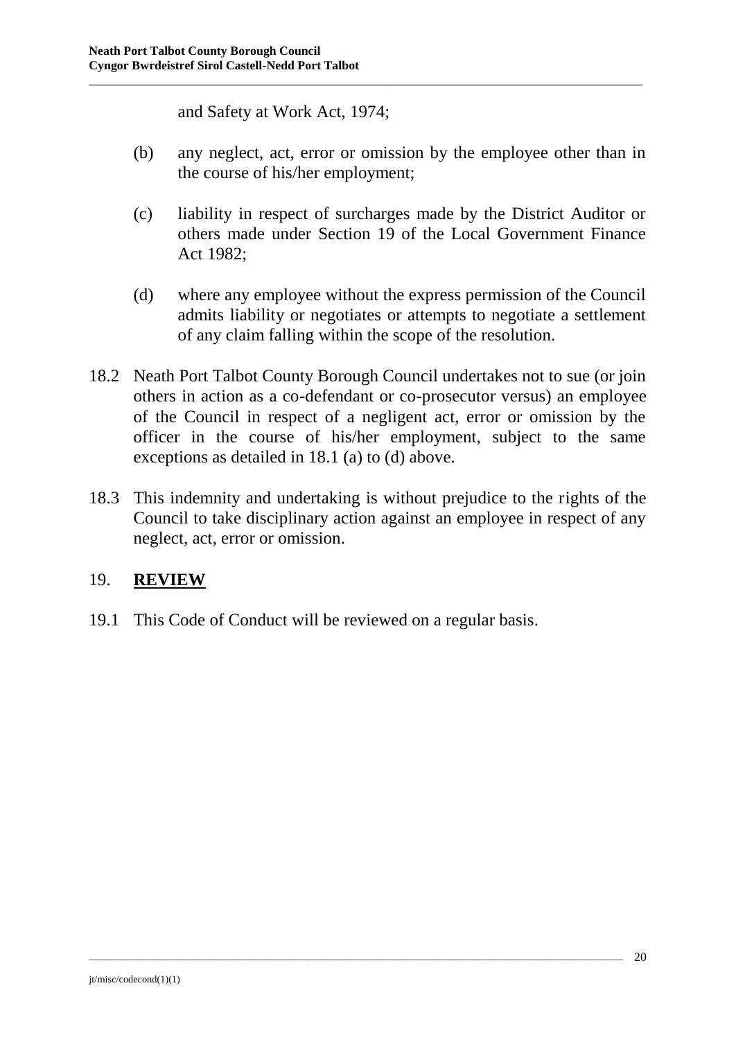and Safety at Work Act, 1974;

(b) any neglect, act, error or omission by the employee other than in the course of his/her employment;

(c) liability in respect of surcharges made by the District Auditor or others made under Section 19 of the Local Government Finance Act 1982;

(d) where any employee without the express permission of the Council admits liability or negotiates or attempts to negotiate a settlement of any claim falling within the scope of the resolution.

18.2 Neath Port Talbot County Borough Council undertakes not to sue (or join others in action as a co-defendant or co-prosecutor versus) an employee of the Council in respect of a negligent act, error or omission by the officer in the course of his/her employment, subject to the same exceptions as detailed in 18.1 (a) to (d) above.

18.3 This indemnity and undertaking is without prejudice to the rights of the Council to take disciplinary action against an employee in respect of any neglect, act, error or omission.

## 19. **REVIEW**

19.1 This Code of Conduct will be reviewed on a regular basis.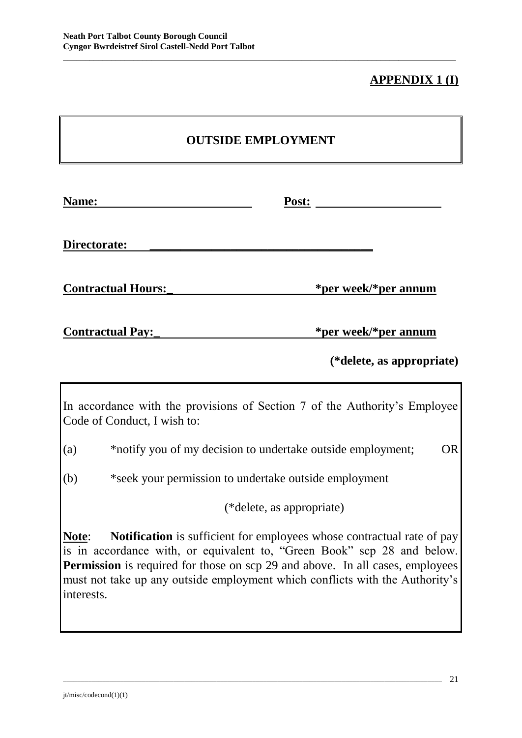**APPENDIX 1 (I)**

# OUTSIDE EMPLOYMENT

**Name:** ________________________ **Post:** ____________________

**Directorate:** ____________________________________

**Contractual Hours:** ______________________ ***per week/*per annum**

**Contractual Pay:** ________________________ ***per week/*per annum**

**(*delete, as appropriate)**

In accordance with the provisions of Section 7 of the Authority's Employee Code of Conduct, I wish to:

(a) *notify you of my decision to undertake outside employment; OR

(b) *seek your permission to undertake outside employment

(*delete, as appropriate)

**Note**: **Notification** is sufficient for employees whose contractual rate of pay is in accordance with, or equivalent to, "Green Book" scp 28 and below. **Permission** is required for those on scp 29 and above. In all cases, employees must not take up any outside employment which conflicts with the Authority's interests.

jt/misc/codecond(1)(1)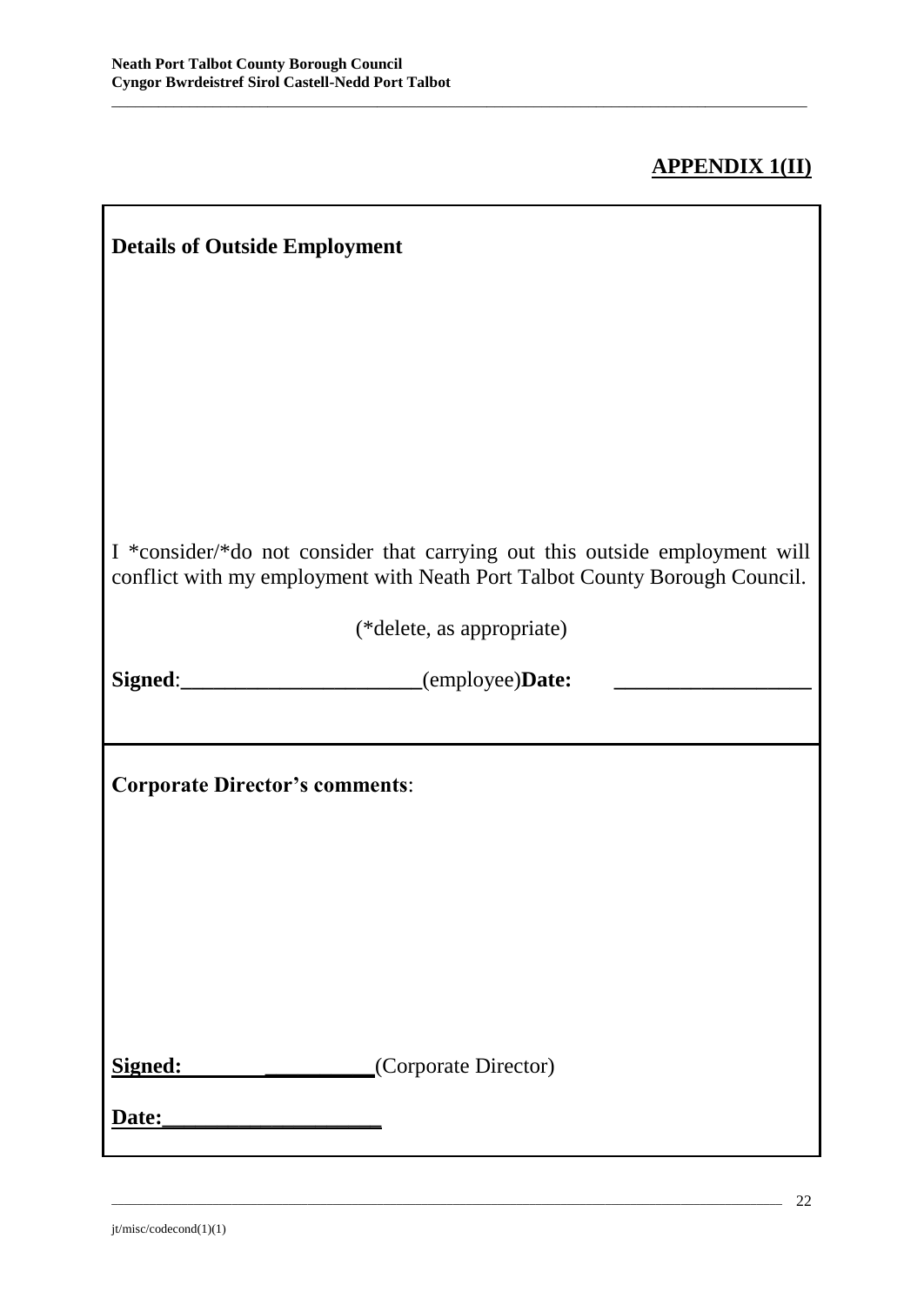## APPENDIX 1(II)

**Details of Outside Employment**

I *consider/*do not consider that carrying out this outside employment will conflict with my employment with Neath Port Talbot County Borough Council.

(*delete, as appropriate)

**Signed**:______________________(employee)**Date:** __________________

**Corporate Director's comments**:

**Signed:** __________(Corporate Director)

**Date:**____________________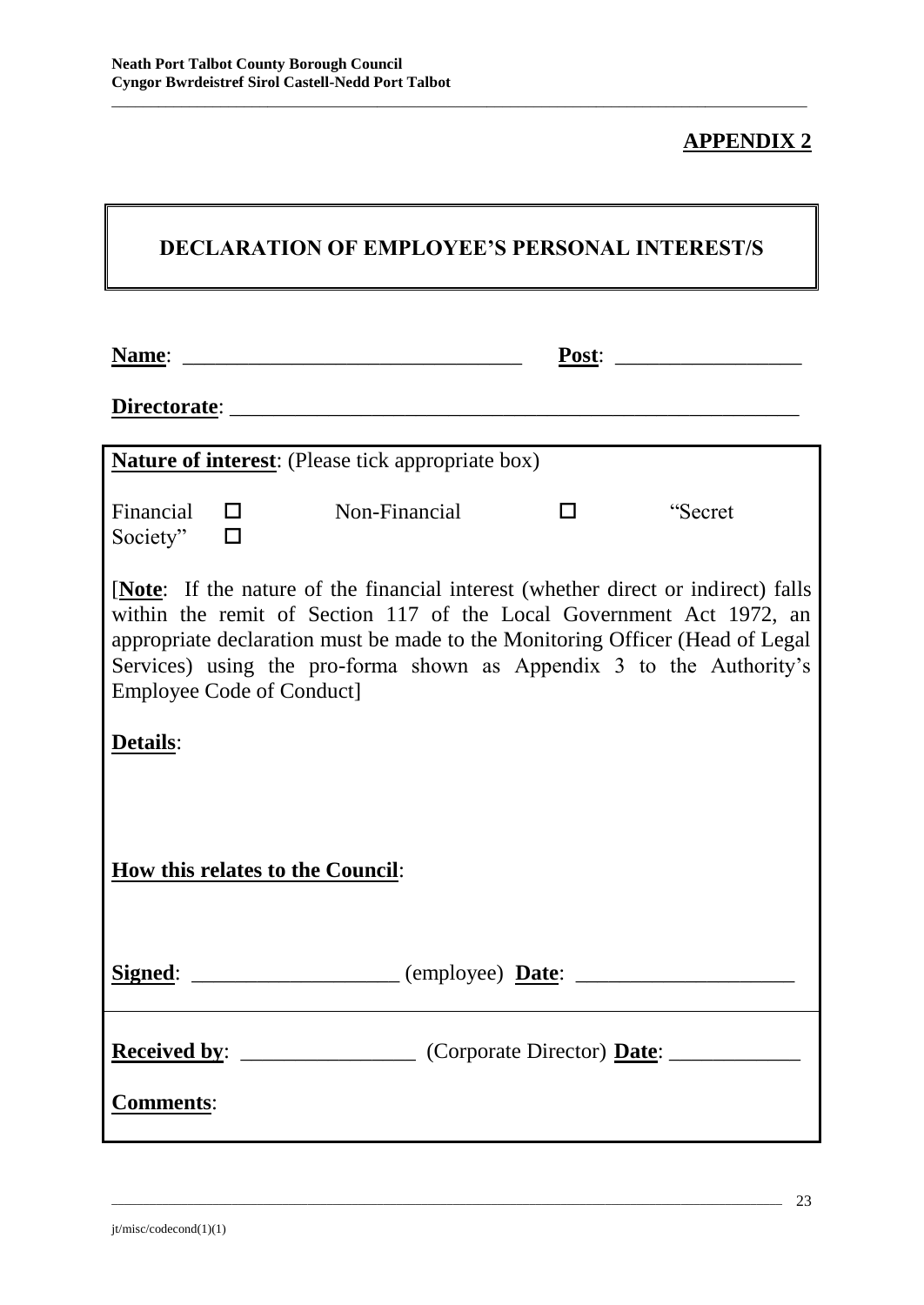**APPENDIX 2**

## DECLARATION OF EMPLOYEE'S PERSONAL INTEREST/S

**Name**: _______________________________ **Post**: _________________

**Directorate**: ______________________________________________________

**Nature of interest**: (Please tick appropriate box)

Financial ☐ Non-Financial ☐ "Secret Society" ☐

[**Note**: If the nature of the financial interest (whether direct or indirect) falls within the remit of Section 117 of the Local Government Act 1972, an appropriate declaration must be made to the Monitoring Officer (Head of Legal Services) using the pro-forma shown as Appendix 3 to the Authority's Employee Code of Conduct]

**Details**:

**How this relates to the Council**:

**Signed**: ___________________ (employee) **Date**: ____________________

**Received by**: ________________ (Corporate Director) **Date**: ____________

**Comments**:

jt/misc/codecond(1)(1)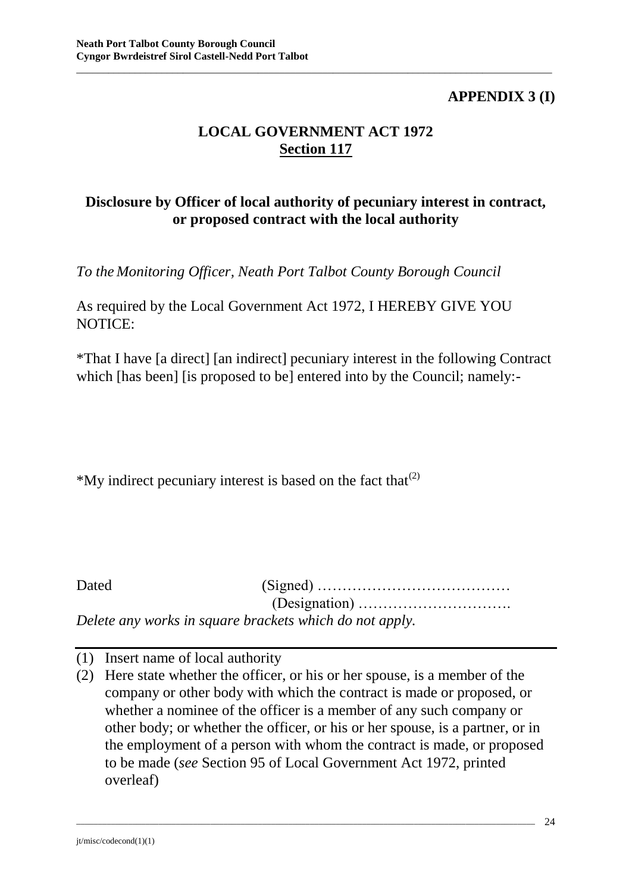**APPENDIX 3 (I)**

# LOCAL GOVERNMENT ACT 1972
## Section 117

### Disclosure by Officer of local authority of pecuniary interest in contract, or proposed contract with the local authority

*To the Monitoring Officer, Neath Port Talbot County Borough Council*

As required by the Local Government Act 1972, I HEREBY GIVE YOU NOTICE:

*That I have [a direct] [an indirect] pecuniary interest in the following Contract which [has been] [is proposed to be] entered into by the Council; namely:-

*My indirect pecuniary interest is based on the fact that[2]

Dated (Signed) …………………………………
(Designation) ………………………….

*Delete any works in square brackets which do not apply.*

---

(1) Insert name of local authority

(2) Here state whether the officer, or his or her spouse, is a member of the company or other body with which the contract is made or proposed, or whether a nominee of the officer is a member of any such company or other body; or whether the officer, or his or her spouse, is a partner, or in the employment of a person with whom the contract is made, or proposed to be made (*see* Section 95 of Local Government Act 1972, printed overleaf)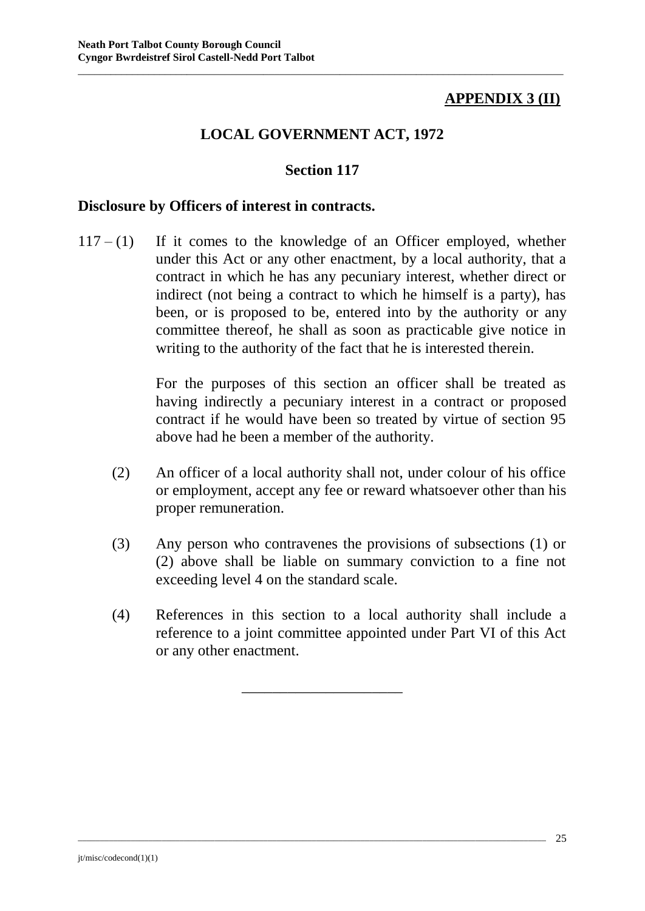**APPENDIX 3 (II)**

## LOCAL GOVERNMENT ACT, 1972

### Section 117

### Disclosure by Officers of interest in contracts.

117 – (1) If it comes to the knowledge of an Officer employed, whether under this Act or any other enactment, by a local authority, that a contract in which he has any pecuniary interest, whether direct or indirect (not being a contract to which he himself is a party), has been, or is proposed to be, entered into by the authority or any committee thereof, he shall as soon as practicable give notice in writing to the authority of the fact that he is interested therein.

For the purposes of this section an officer shall be treated as having indirectly a pecuniary interest in a contract or proposed contract if he would have been so treated by virtue of section 95 above had he been a member of the authority.

(2) An officer of a local authority shall not, under colour of his office or employment, accept any fee or reward whatsoever other than his proper remuneration.

(3) Any person who contravenes the provisions of subsections (1) or (2) above shall be liable on summary conviction to a fine not exceeding level 4 on the standard scale.

(4) References in this section to a local authority shall include a reference to a joint committee appointed under Part VI of this Act or any other enactment.

---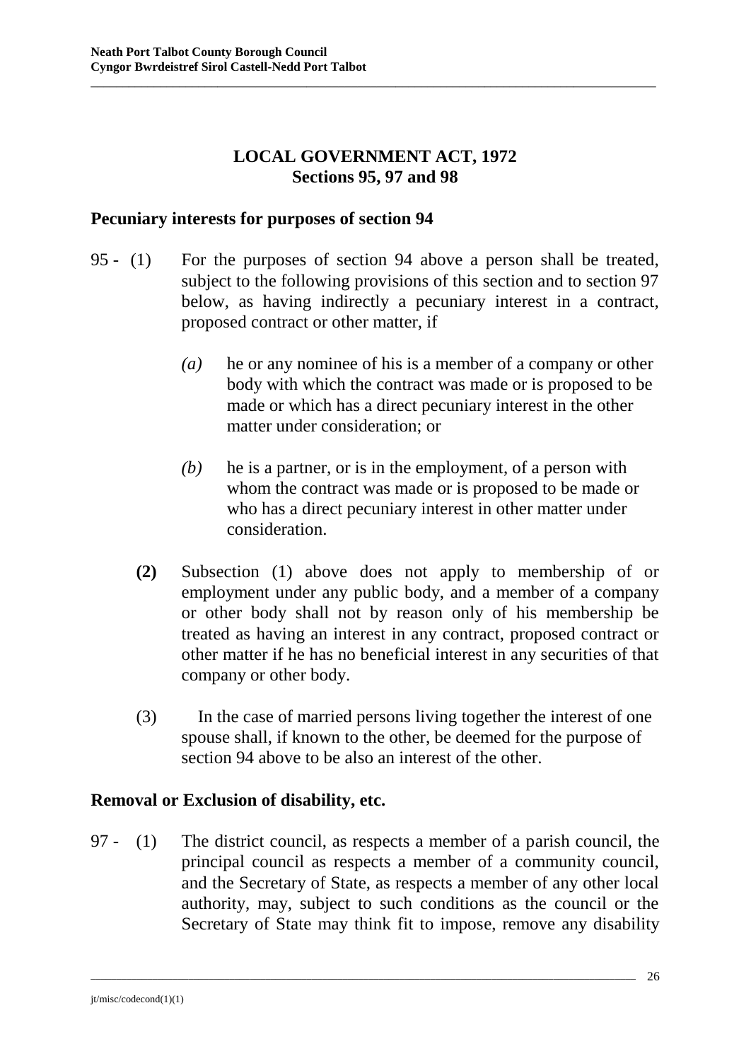# LOCAL GOVERNMENT ACT, 1972
## Sections 95, 97 and 98

### Pecuniary interests for purposes of section 94

95 - (1) For the purposes of section 94 above a person shall be treated, subject to the following provisions of this section and to section 97 below, as having indirectly a pecuniary interest in a contract, proposed contract or other matter, if

*(a)* he or any nominee of his is a member of a company or other body with which the contract was made or is proposed to be made or which has a direct pecuniary interest in the other matter under consideration; or

*(b)* he is a partner, or is in the employment, of a person with whom the contract was made or is proposed to be made or who has a direct pecuniary interest in other matter under consideration.

**(2)** Subsection (1) above does not apply to membership of or employment under any public body, and a member of a company or other body shall not by reason only of his membership be treated as having an interest in any contract, proposed contract or other matter if he has no beneficial interest in any securities of that company or other body.

(3) In the case of married persons living together the interest of one spouse shall, if known to the other, be deemed for the purpose of section 94 above to be also an interest of the other.

### Removal or Exclusion of disability, etc.

97 - (1) The district council, as respects a member of a parish council, the principal council as respects a member of a community council, and the Secretary of State, as respects a member of any other local authority, may, subject to such conditions as the council or the Secretary of State may think fit to impose, remove any disability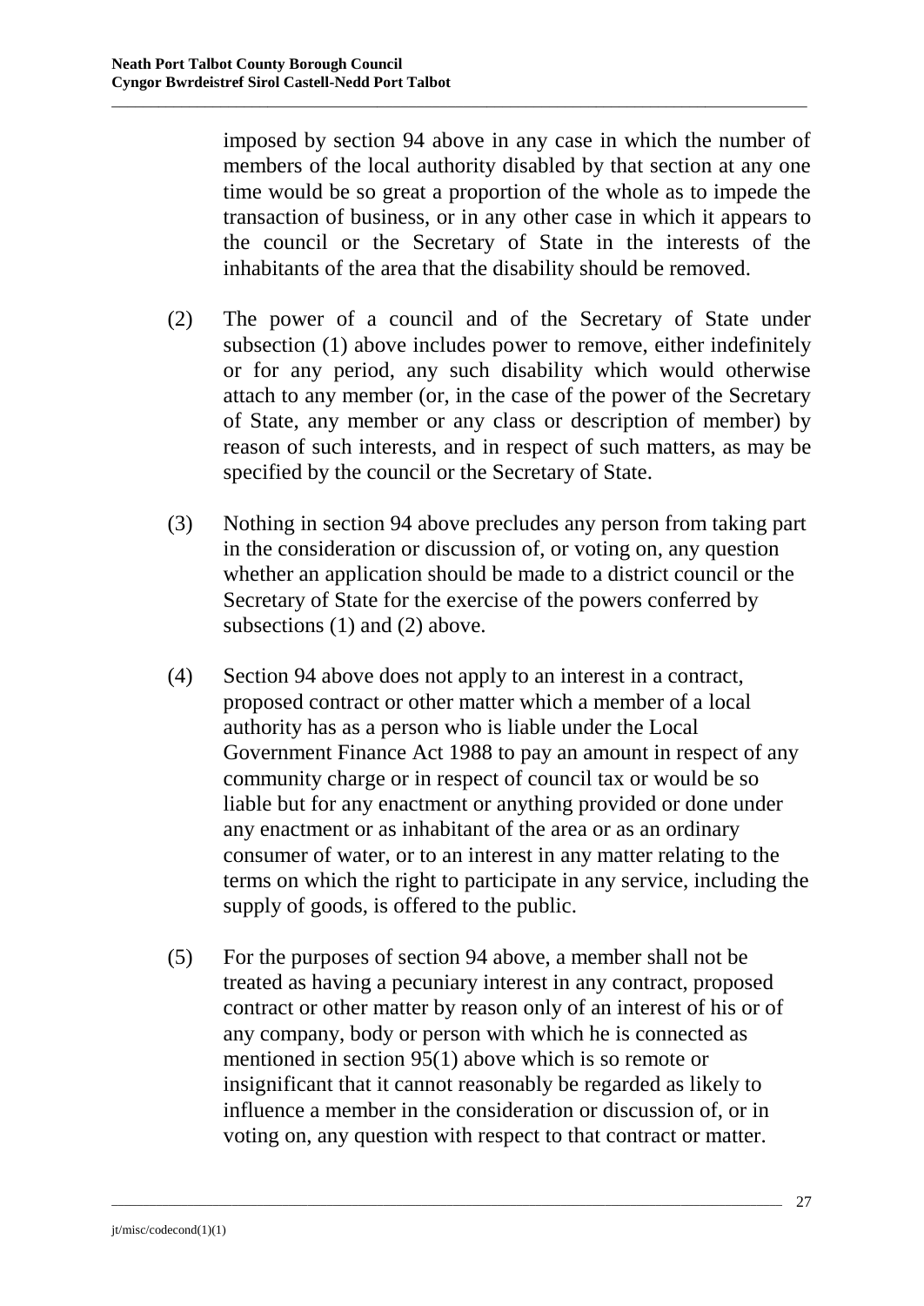imposed by section 94 above in any case in which the number of members of the local authority disabled by that section at any one time would be so great a proportion of the whole as to impede the transaction of business, or in any other case in which it appears to the council or the Secretary of State in the interests of the inhabitants of the area that the disability should be removed.

(2) The power of a council and of the Secretary of State under subsection (1) above includes power to remove, either indefinitely or for any period, any such disability which would otherwise attach to any member (or, in the case of the power of the Secretary of State, any member or any class or description of member) by reason of such interests, and in respect of such matters, as may be specified by the council or the Secretary of State.

(3) Nothing in section 94 above precludes any person from taking part in the consideration or discussion of, or voting on, any question whether an application should be made to a district council or the Secretary of State for the exercise of the powers conferred by subsections (1) and (2) above.

(4) Section 94 above does not apply to an interest in a contract, proposed contract or other matter which a member of a local authority has as a person who is liable under the Local Government Finance Act 1988 to pay an amount in respect of any community charge or in respect of council tax or would be so liable but for any enactment or anything provided or done under any enactment or as inhabitant of the area or as an ordinary consumer of water, or to an interest in any matter relating to the terms on which the right to participate in any service, including the supply of goods, is offered to the public.

(5) For the purposes of section 94 above, a member shall not be treated as having a pecuniary interest in any contract, proposed contract or other matter by reason only of an interest of his or of any company, body or person with which he is connected as mentioned in section 95(1) above which is so remote or insignificant that it cannot reasonably be regarded as likely to influence a member in the consideration or discussion of, or in voting on, any question with respect to that contract or matter.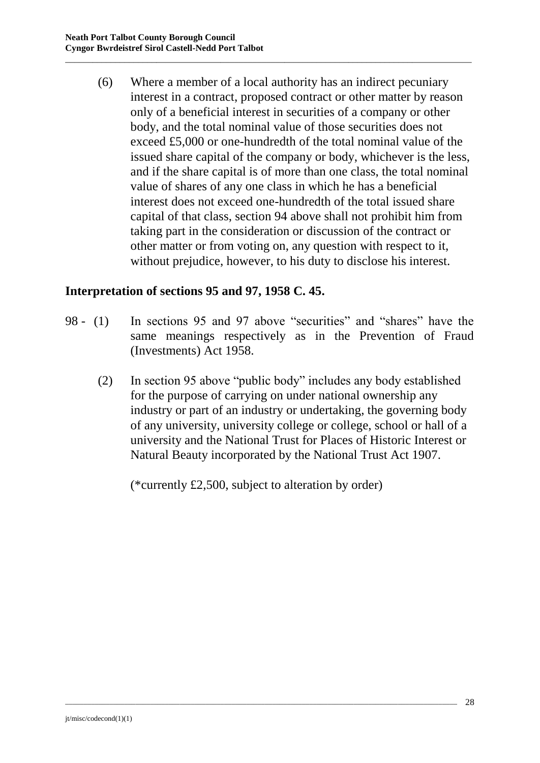(6) Where a member of a local authority has an indirect pecuniary interest in a contract, proposed contract or other matter by reason only of a beneficial interest in securities of a company or other body, and the total nominal value of those securities does not exceed £5,000 or one-hundredth of the total nominal value of the issued share capital of the company or body, whichever is the less, and if the share capital is of more than one class, the total nominal value of shares of any one class in which he has a beneficial interest does not exceed one-hundredth of the total issued share capital of that class, section 94 above shall not prohibit him from taking part in the consideration or discussion of the contract or other matter or from voting on, any question with respect to it, without prejudice, however, to his duty to disclose his interest.

## Interpretation of sections 95 and 97, 1958 C. 45.

98 - (1) In sections 95 and 97 above "securities" and "shares" have the same meanings respectively as in the Prevention of Fraud (Investments) Act 1958.

(2) In section 95 above "public body" includes any body established for the purpose of carrying on under national ownership any industry or part of an industry or undertaking, the governing body of any university, university college or college, school or hall of a university and the National Trust for Places of Historic Interest or Natural Beauty incorporated by the National Trust Act 1907.

(*currently £2,500, subject to alteration by order)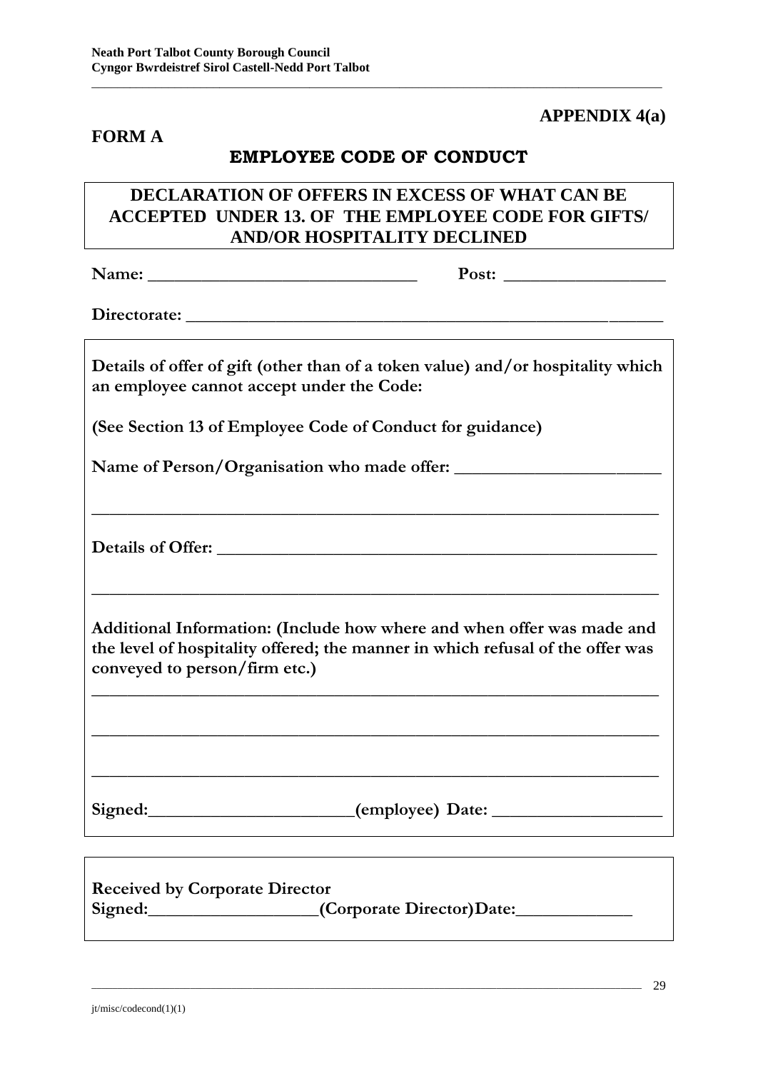**Neath Port Talbot County Borough Council**
**Cyngor Bwrdeistref Sirol Castell-Nedd Port Talbot**

**APPENDIX 4(a)**

**FORM A**

## EMPLOYEE CODE OF CONDUCT

### DECLARATION OF OFFERS IN EXCESS OF WHAT CAN BE ACCEPTED UNDER 13. OF THE EMPLOYEE CODE FOR GIFTS/ AND/OR HOSPITALITY DECLINED

**Name:** ______________________________ **Post:** _________________

**Directorate:** ______________________________________________________

**Details of offer of gift (other than of a token value) and/or hospitality which an employee cannot accept under the Code:**

**(See Section 13 of Employee Code of Conduct for guidance)**

**Name of Person/Organisation who made offer:** _______________________

_________________________________________________________________

**Details of Offer:** ______________________________________________

_________________________________________________________________

**Additional Information: (Include how where and when offer was made and the level of hospitality offered; the manner in which refusal of the offer was conveyed to person/firm etc.)**

_________________________________________________________________

_________________________________________________________________

_________________________________________________________________

**Signed:**_______________________**(employee) Date:** __________________

**Received by Corporate Director**
**Signed:**___________________**(Corporate Director)Date:**_____________

jt/misc/codecond(1)(1)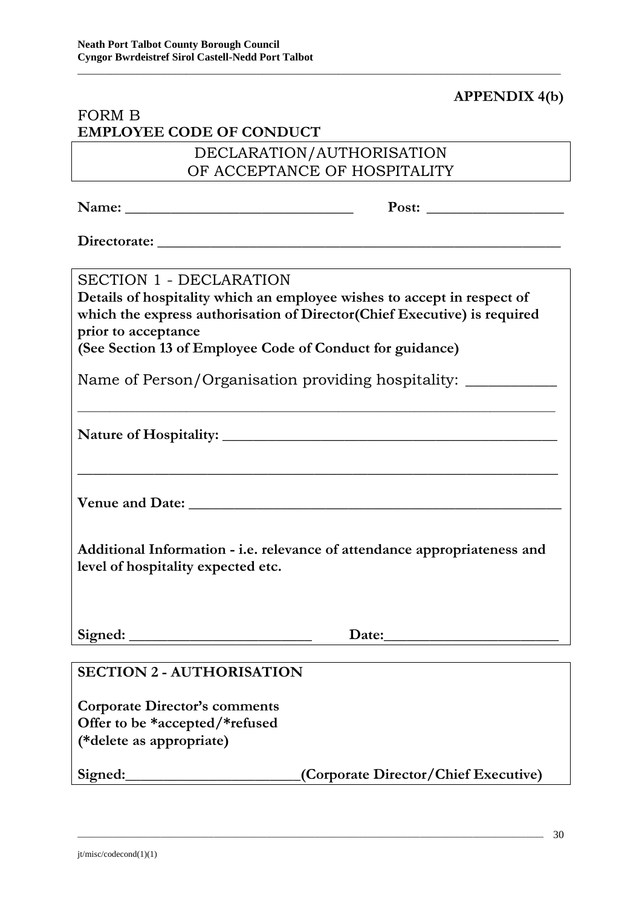**APPENDIX 4(b)**

FORM B

**EMPLOYEE CODE OF CONDUCT**

DECLARATION/AUTHORISATION
OF ACCEPTANCE OF HOSPITALITY

**Name:** ______________________________ **Post:** __________________

**Directorate:** ________________________________________________________

SECTION 1 - DECLARATION

**Details of hospitality which an employee wishes to accept in respect of which the express authorisation of Director(Chief Executive) is required prior to acceptance**

**(See Section 13 of Employee Code of Conduct for guidance)**

Name of Person/Organisation providing hospitality: ___________

_______________________________________________________________

**Nature of Hospitality:** ___________________________________________

_______________________________________________________________

**Venue and Date:** ________________________________________________

**Additional Information - i.e. relevance of attendance appropriateness and level of hospitality expected etc.**

**Signed:** ________________________ **Date:**______________________

**SECTION 2 - AUTHORISATION**

**Corporate Director's comments**

**Offer to be *accepted/*refused**

**(*delete as appropriate)**

**Signed:**_______________________**(Corporate Director/Chief Executive)**

jt/misc/codecond(1)(1)